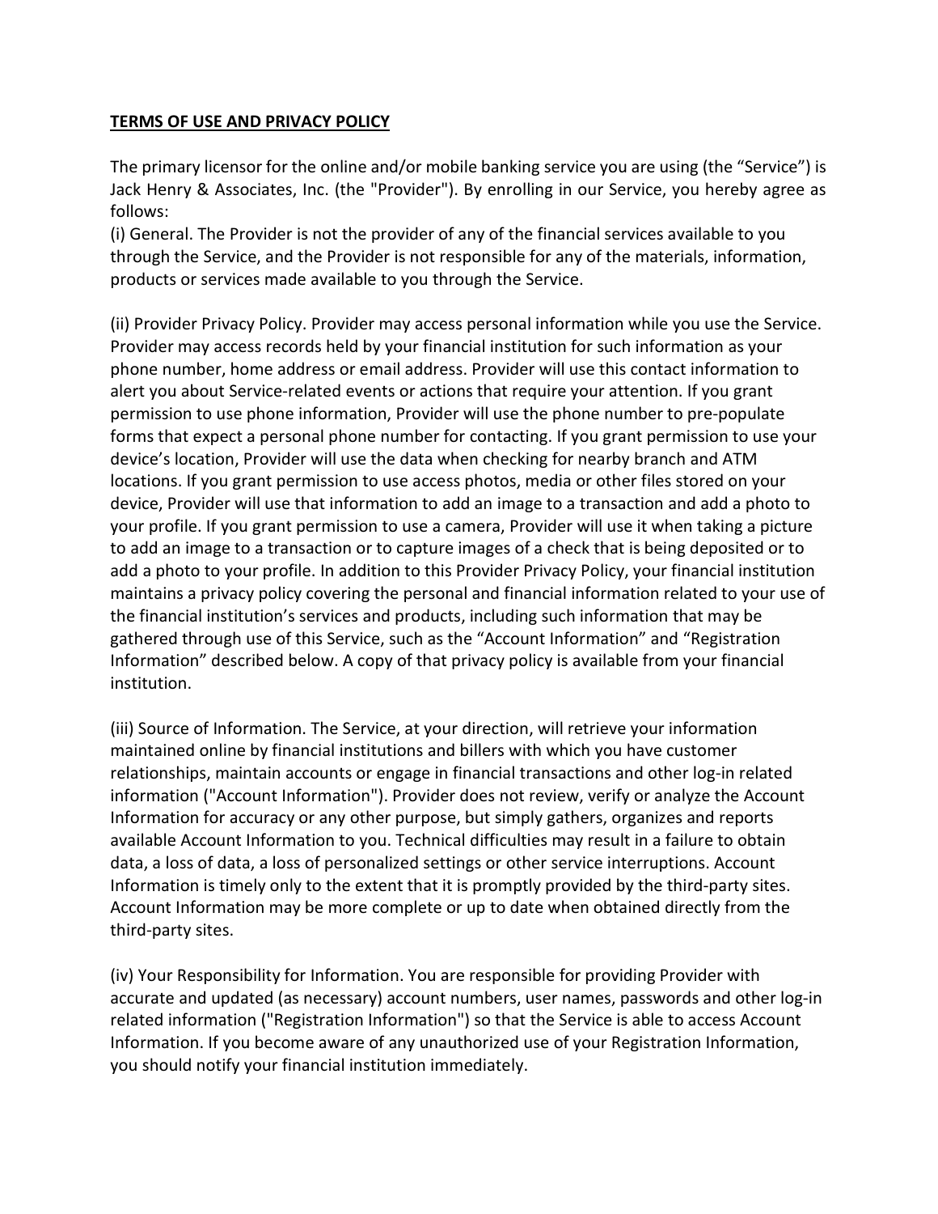**TERMS OF USE AND PRIVACY POLICY**

The primary licensor for the online and/or mobile banking service you are using (the "Service") is Jack Henry & Associates, Inc. (the "Provider"). By enrolling in our Service, you hereby agree as follows:

(i) General. The Provider is not the provider of any of the financial services available to you through the Service, and the Provider is not responsible for any of the materials, information, products or services made available to you through the Service.

(ii) Provider Privacy Policy. Provider may access personal information while you use the Service. Provider may access records held by your financial institution for such information as your phone number, home address or email address. Provider will use this contact information to alert you about Service-related events or actions that require your attention. If you grant permission to use phone information, Provider will use the phone number to pre-populate forms that expect a personal phone number for contacting. If you grant permission to use your device's location, Provider will use the data when checking for nearby branch and ATM locations. If you grant permission to use access photos, media or other files stored on your device, Provider will use that information to add an image to a transaction and add a photo to your profile. If you grant permission to use a camera, Provider will use it when taking a picture to add an image to a transaction or to capture images of a check that is being deposited or to add a photo to your profile. In addition to this Provider Privacy Policy, your financial institution maintains a privacy policy covering the personal and financial information related to your use of the financial institution's services and products, including such information that may be gathered through use of this Service, such as the "Account Information" and "Registration Information" described below. A copy of that privacy policy is available from your financial institution.

(iii) Source of Information. The Service, at your direction, will retrieve your information maintained online by financial institutions and billers with which you have customer relationships, maintain accounts or engage in financial transactions and other log-in related information ("Account Information"). Provider does not review, verify or analyze the Account Information for accuracy or any other purpose, but simply gathers, organizes and reports available Account Information to you. Technical difficulties may result in a failure to obtain data, a loss of data, a loss of personalized settings or other service interruptions. Account Information is timely only to the extent that it is promptly provided by the third-party sites. Account Information may be more complete or up to date when obtained directly from the third-party sites.

(iv) Your Responsibility for Information. You are responsible for providing Provider with accurate and updated (as necessary) account numbers, user names, passwords and other log-in related information ("Registration Information") so that the Service is able to access Account Information. If you become aware of any unauthorized use of your Registration Information, you should notify your financial institution immediately.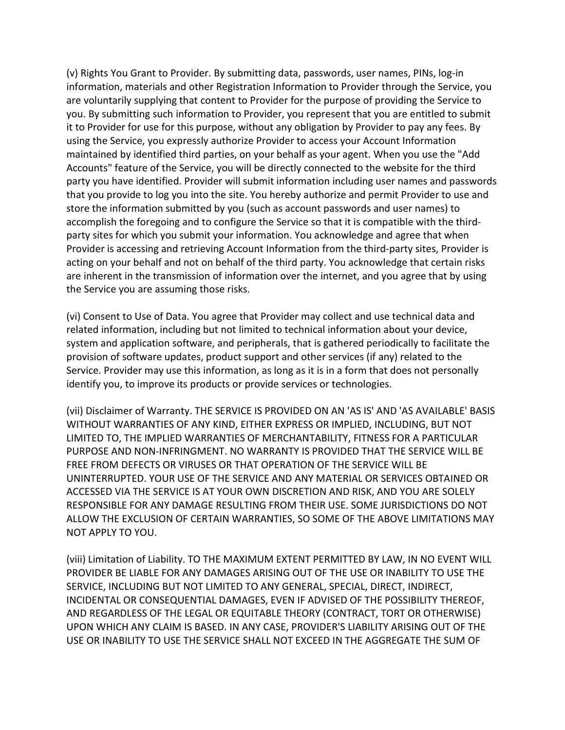(v) Rights You Grant to Provider. By submitting data, passwords, user names, PINs, log-in information, materials and other Registration Information to Provider through the Service, you are voluntarily supplying that content to Provider for the purpose of providing the Service to you. By submitting such information to Provider, you represent that you are entitled to submit it to Provider for use for this purpose, without any obligation by Provider to pay any fees. By using the Service, you expressly authorize Provider to access your Account Information maintained by identified third parties, on your behalf as your agent. When you use the "Add Accounts" feature of the Service, you will be directly connected to the website for the third party you have identified. Provider will submit information including user names and passwords that you provide to log you into the site. You hereby authorize and permit Provider to use and store the information submitted by you (such as account passwords and user names) to accomplish the foregoing and to configure the Service so that it is compatible with the third-party sites for which you submit your information. You acknowledge and agree that when Provider is accessing and retrieving Account Information from the third-party sites, Provider is acting on your behalf and not on behalf of the third party. You acknowledge that certain risks are inherent in the transmission of information over the internet, and you agree that by using the Service you are assuming those risks.

(vi) Consent to Use of Data. You agree that Provider may collect and use technical data and related information, including but not limited to technical information about your device, system and application software, and peripherals, that is gathered periodically to facilitate the provision of software updates, product support and other services (if any) related to the Service. Provider may use this information, as long as it is in a form that does not personally identify you, to improve its products or provide services or technologies.

(vii) Disclaimer of Warranty. THE SERVICE IS PROVIDED ON AN 'AS IS' AND 'AS AVAILABLE' BASIS WITHOUT WARRANTIES OF ANY KIND, EITHER EXPRESS OR IMPLIED, INCLUDING, BUT NOT LIMITED TO, THE IMPLIED WARRANTIES OF MERCHANTABILITY, FITNESS FOR A PARTICULAR PURPOSE AND NON-INFRINGMENT. NO WARRANTY IS PROVIDED THAT THE SERVICE WILL BE FREE FROM DEFECTS OR VIRUSES OR THAT OPERATION OF THE SERVICE WILL BE UNINTERRUPTED. YOUR USE OF THE SERVICE AND ANY MATERIAL OR SERVICES OBTAINED OR ACCESSED VIA THE SERVICE IS AT YOUR OWN DISCRETION AND RISK, AND YOU ARE SOLELY RESPONSIBLE FOR ANY DAMAGE RESULTING FROM THEIR USE. SOME JURISDICTIONS DO NOT ALLOW THE EXCLUSION OF CERTAIN WARRANTIES, SO SOME OF THE ABOVE LIMITATIONS MAY NOT APPLY TO YOU.

(viii) Limitation of Liability. TO THE MAXIMUM EXTENT PERMITTED BY LAW, IN NO EVENT WILL PROVIDER BE LIABLE FOR ANY DAMAGES ARISING OUT OF THE USE OR INABILITY TO USE THE SERVICE, INCLUDING BUT NOT LIMITED TO ANY GENERAL, SPECIAL, DIRECT, INDIRECT, INCIDENTAL OR CONSEQUENTIAL DAMAGES, EVEN IF ADVISED OF THE POSSIBILITY THEREOF, AND REGARDLESS OF THE LEGAL OR EQUITABLE THEORY (CONTRACT, TORT OR OTHERWISE) UPON WHICH ANY CLAIM IS BASED. IN ANY CASE, PROVIDER'S LIABILITY ARISING OUT OF THE USE OR INABILITY TO USE THE SERVICE SHALL NOT EXCEED IN THE AGGREGATE THE SUM OF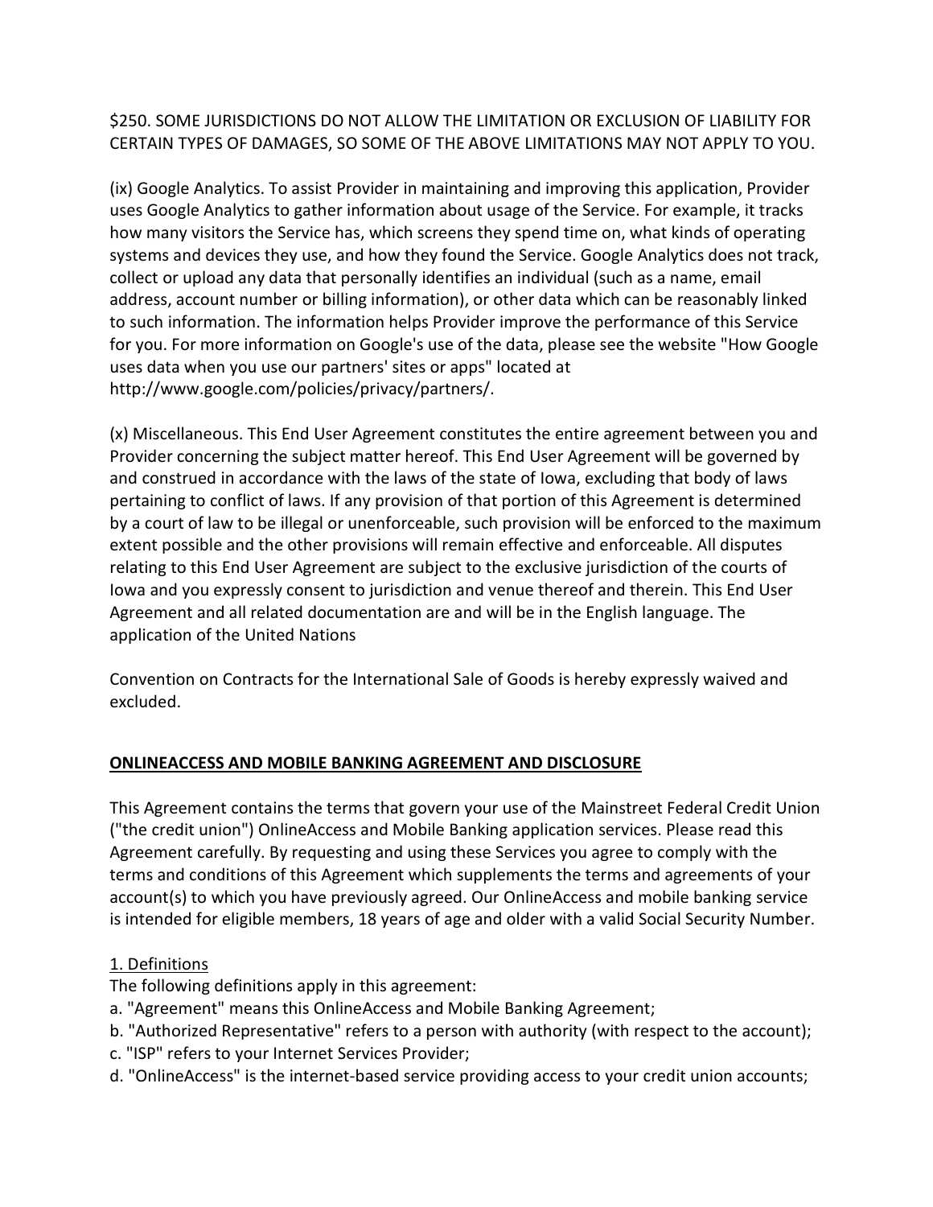$250. SOME JURISDICTIONS DO NOT ALLOW THE LIMITATION OR EXCLUSION OF LIABILITY FOR CERTAIN TYPES OF DAMAGES, SO SOME OF THE ABOVE LIMITATIONS MAY NOT APPLY TO YOU.

(ix) Google Analytics. To assist Provider in maintaining and improving this application, Provider uses Google Analytics to gather information about usage of the Service. For example, it tracks how many visitors the Service has, which screens they spend time on, what kinds of operating systems and devices they use, and how they found the Service. Google Analytics does not track, collect or upload any data that personally identifies an individual (such as a name, email address, account number or billing information), or other data which can be reasonably linked to such information. The information helps Provider improve the performance of this Service for you. For more information on Google's use of the data, please see the website "How Google uses data when you use our partners' sites or apps" located at http://www.google.com/policies/privacy/partners/.

(x) Miscellaneous. This End User Agreement constitutes the entire agreement between you and Provider concerning the subject matter hereof. This End User Agreement will be governed by and construed in accordance with the laws of the state of Iowa, excluding that body of laws pertaining to conflict of laws. If any provision of that portion of this Agreement is determined by a court of law to be illegal or unenforceable, such provision will be enforced to the maximum extent possible and the other provisions will remain effective and enforceable. All disputes relating to this End User Agreement are subject to the exclusive jurisdiction of the courts of Iowa and you expressly consent to jurisdiction and venue thereof and therein. This End User Agreement and all related documentation are and will be in the English language. The application of the United Nations

Convention on Contracts for the International Sale of Goods is hereby expressly waived and excluded.

## ONLINEACCESS AND MOBILE BANKING AGREEMENT AND DISCLOSURE

This Agreement contains the terms that govern your use of the Mainstreet Federal Credit Union ("the credit union") OnlineAccess and Mobile Banking application services. Please read this Agreement carefully. By requesting and using these Services you agree to comply with the terms and conditions of this Agreement which supplements the terms and agreements of your account(s) to which you have previously agreed. Our OnlineAccess and mobile banking service is intended for eligible members, 18 years of age and older with a valid Social Security Number.

### 1. Definitions

The following definitions apply in this agreement:

a. "Agreement" means this OnlineAccess and Mobile Banking Agreement;
b. "Authorized Representative" refers to a person with authority (with respect to the account);
c. "ISP" refers to your Internet Services Provider;
d. "OnlineAccess" is the internet-based service providing access to your credit union accounts;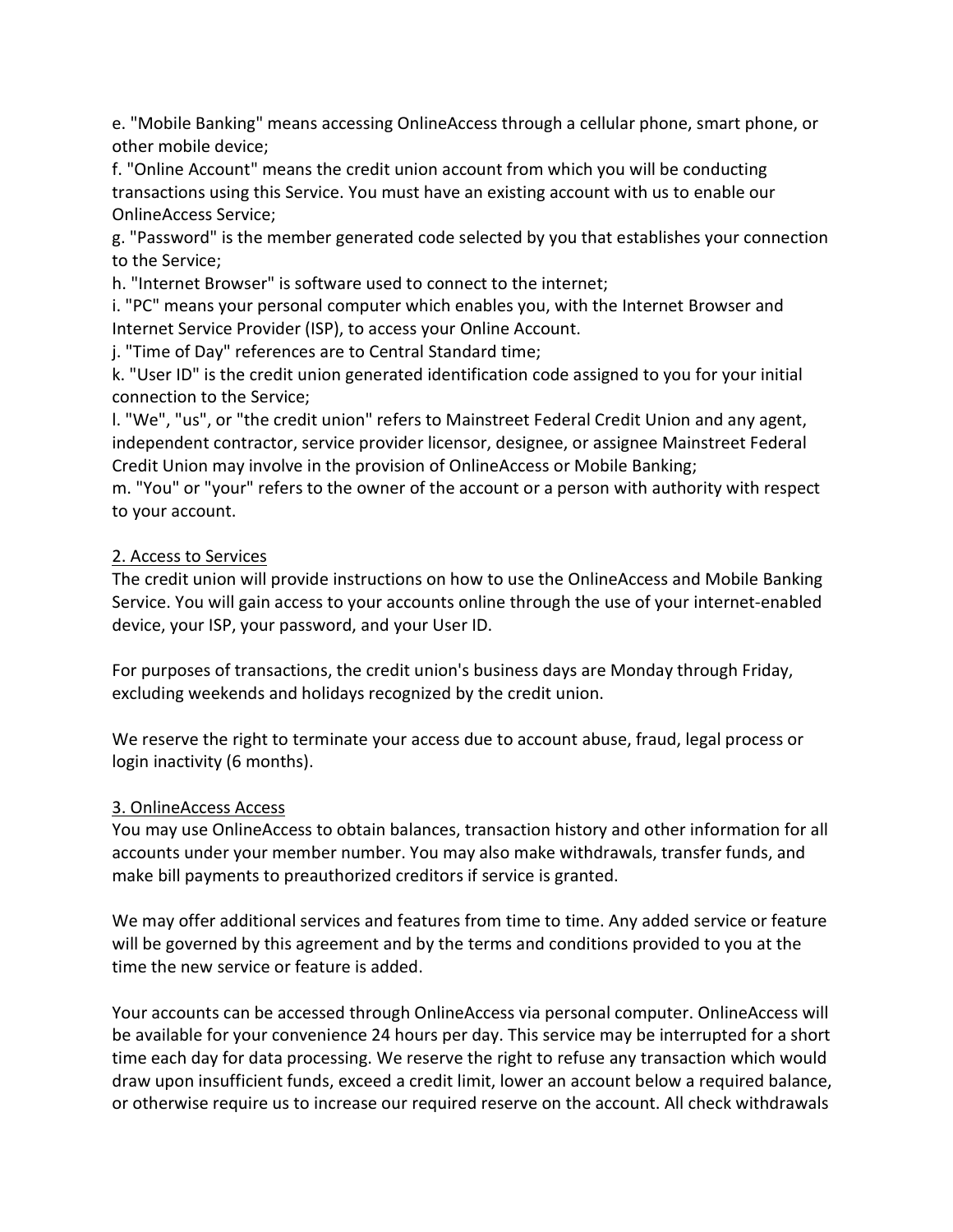e. "Mobile Banking" means accessing OnlineAccess through a cellular phone, smart phone, or other mobile device;

f. "Online Account" means the credit union account from which you will be conducting transactions using this Service. You must have an existing account with us to enable our OnlineAccess Service;

g. "Password" is the member generated code selected by you that establishes your connection to the Service;

h. "Internet Browser" is software used to connect to the internet;

i. "PC" means your personal computer which enables you, with the Internet Browser and Internet Service Provider (ISP), to access your Online Account.

j. "Time of Day" references are to Central Standard time;

k. "User ID" is the credit union generated identification code assigned to you for your initial connection to the Service;

l. "We", "us", or "the credit union" refers to Mainstreet Federal Credit Union and any agent, independent contractor, service provider licensor, designee, or assignee Mainstreet Federal Credit Union may involve in the provision of OnlineAccess or Mobile Banking;

m. "You" or "your" refers to the owner of the account or a person with authority with respect to your account.

## 2. Access to Services

The credit union will provide instructions on how to use the OnlineAccess and Mobile Banking Service. You will gain access to your accounts online through the use of your internet-enabled device, your ISP, your password, and your User ID.

For purposes of transactions, the credit union's business days are Monday through Friday, excluding weekends and holidays recognized by the credit union.

We reserve the right to terminate your access due to account abuse, fraud, legal process or login inactivity (6 months).

## 3. OnlineAccess Access

You may use OnlineAccess to obtain balances, transaction history and other information for all accounts under your member number. You may also make withdrawals, transfer funds, and make bill payments to preauthorized creditors if service is granted.

We may offer additional services and features from time to time. Any added service or feature will be governed by this agreement and by the terms and conditions provided to you at the time the new service or feature is added.

Your accounts can be accessed through OnlineAccess via personal computer. OnlineAccess will be available for your convenience 24 hours per day. This service may be interrupted for a short time each day for data processing. We reserve the right to refuse any transaction which would draw upon insufficient funds, exceed a credit limit, lower an account below a required balance, or otherwise require us to increase our required reserve on the account. All check withdrawals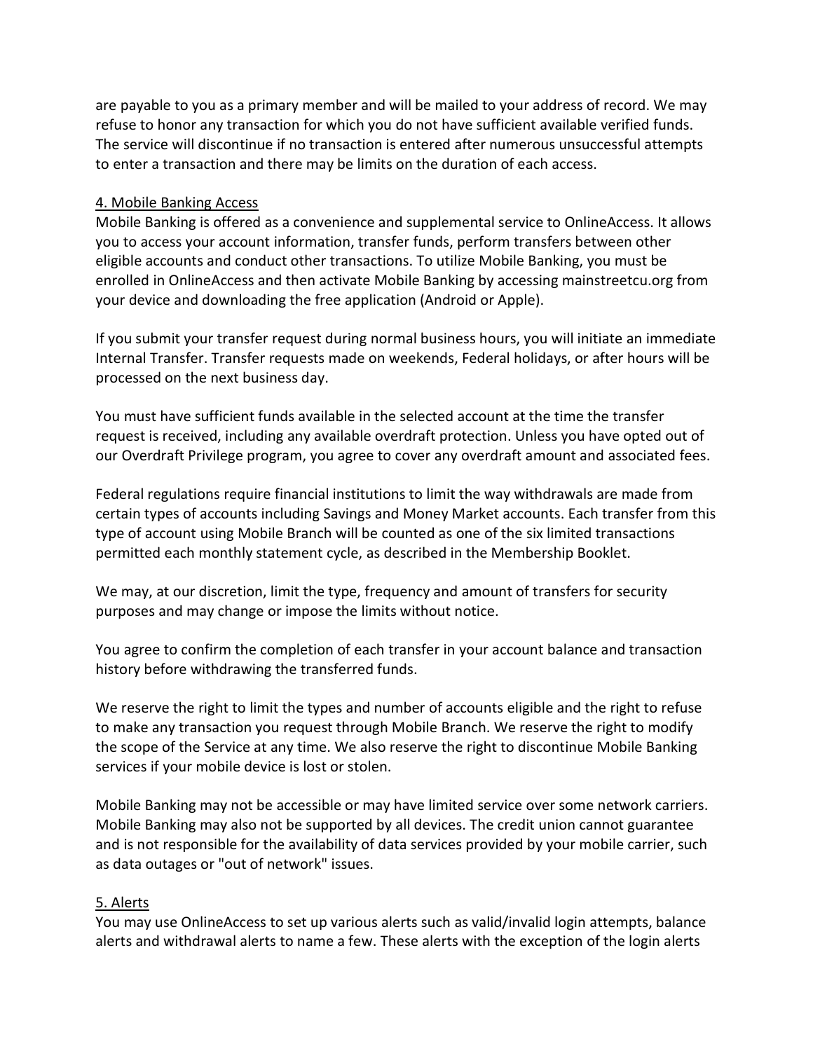are payable to you as a primary member and will be mailed to your address of record. We may refuse to honor any transaction for which you do not have sufficient available verified funds. The service will discontinue if no transaction is entered after numerous unsuccessful attempts to enter a transaction and there may be limits on the duration of each access.

## 4. Mobile Banking Access

Mobile Banking is offered as a convenience and supplemental service to OnlineAccess. It allows you to access your account information, transfer funds, perform transfers between other eligible accounts and conduct other transactions. To utilize Mobile Banking, you must be enrolled in OnlineAccess and then activate Mobile Banking by accessing mainstreetcu.org from your device and downloading the free application (Android or Apple).

If you submit your transfer request during normal business hours, you will initiate an immediate Internal Transfer. Transfer requests made on weekends, Federal holidays, or after hours will be processed on the next business day.

You must have sufficient funds available in the selected account at the time the transfer request is received, including any available overdraft protection. Unless you have opted out of our Overdraft Privilege program, you agree to cover any overdraft amount and associated fees.

Federal regulations require financial institutions to limit the way withdrawals are made from certain types of accounts including Savings and Money Market accounts. Each transfer from this type of account using Mobile Branch will be counted as one of the six limited transactions permitted each monthly statement cycle, as described in the Membership Booklet.

We may, at our discretion, limit the type, frequency and amount of transfers for security purposes and may change or impose the limits without notice.

You agree to confirm the completion of each transfer in your account balance and transaction history before withdrawing the transferred funds.

We reserve the right to limit the types and number of accounts eligible and the right to refuse to make any transaction you request through Mobile Branch. We reserve the right to modify the scope of the Service at any time. We also reserve the right to discontinue Mobile Banking services if your mobile device is lost or stolen.

Mobile Banking may not be accessible or may have limited service over some network carriers. Mobile Banking may also not be supported by all devices. The credit union cannot guarantee and is not responsible for the availability of data services provided by your mobile carrier, such as data outages or "out of network" issues.

## 5. Alerts

You may use OnlineAccess to set up various alerts such as valid/invalid login attempts, balance alerts and withdrawal alerts to name a few. These alerts with the exception of the login alerts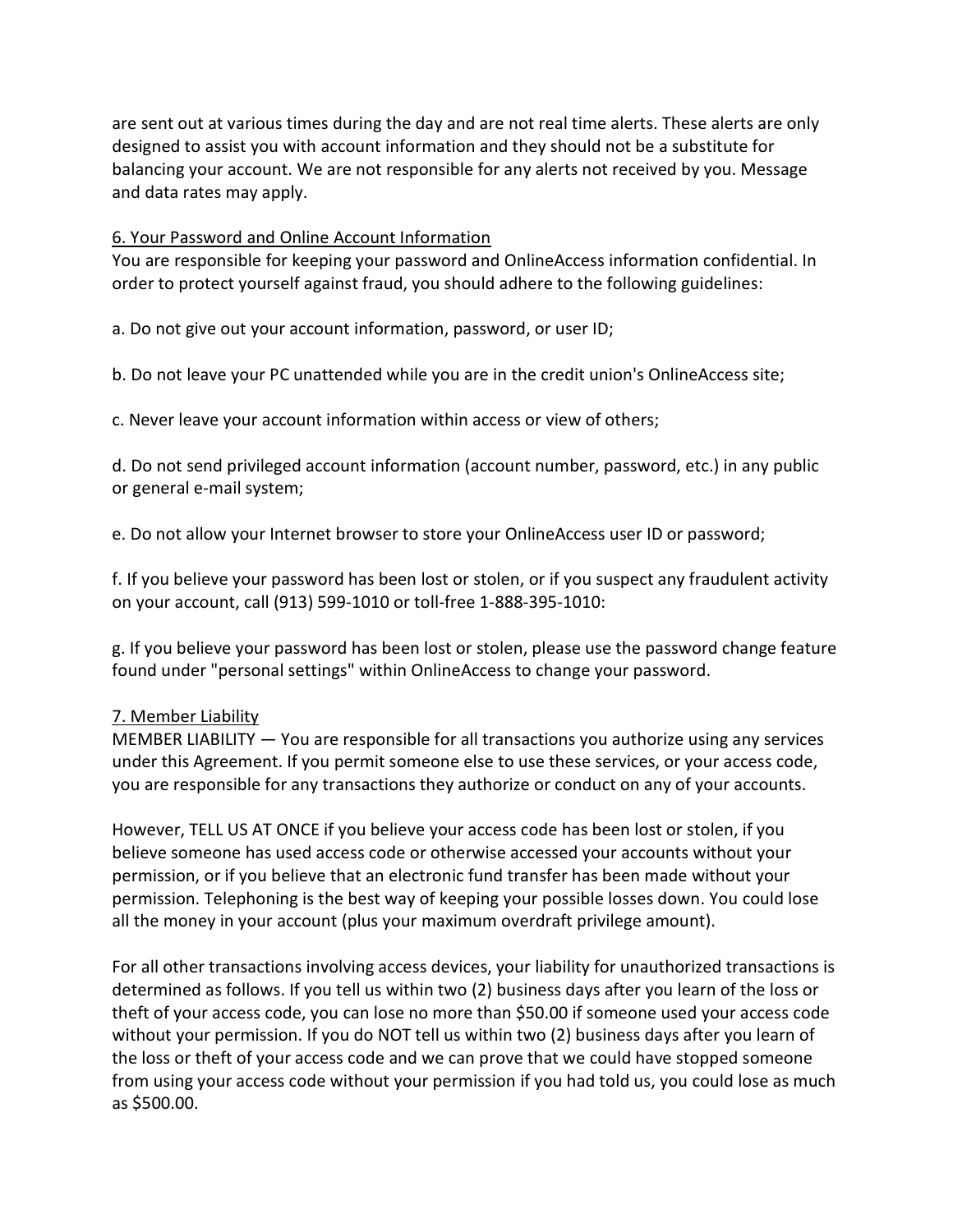are sent out at various times during the day and are not real time alerts. These alerts are only designed to assist you with account information and they should not be a substitute for balancing your account. We are not responsible for any alerts not received by you. Message and data rates may apply.

## 6. Your Password and Online Account Information

You are responsible for keeping your password and OnlineAccess information confidential. In order to protect yourself against fraud, you should adhere to the following guidelines:

a. Do not give out your account information, password, or user ID;

b. Do not leave your PC unattended while you are in the credit union's OnlineAccess site;

c. Never leave your account information within access or view of others;

d. Do not send privileged account information (account number, password, etc.) in any public or general e-mail system;

e. Do not allow your Internet browser to store your OnlineAccess user ID or password;

f. If you believe your password has been lost or stolen, or if you suspect any fraudulent activity on your account, call (913) 599-1010 or toll-free 1-888-395-1010:

g. If you believe your password has been lost or stolen, please use the password change feature found under "personal settings" within OnlineAccess to change your password.

## 7. Member Liability

MEMBER LIABILITY — You are responsible for all transactions you authorize using any services under this Agreement. If you permit someone else to use these services, or your access code, you are responsible for any transactions they authorize or conduct on any of your accounts.

However, TELL US AT ONCE if you believe your access code has been lost or stolen, if you believe someone has used access code or otherwise accessed your accounts without your permission, or if you believe that an electronic fund transfer has been made without your permission. Telephoning is the best way of keeping your possible losses down. You could lose all the money in your account (plus your maximum overdraft privilege amount).

For all other transactions involving access devices, your liability for unauthorized transactions is determined as follows. If you tell us within two (2) business days after you learn of the loss or theft of your access code, you can lose no more than $50.00 if someone used your access code without your permission. If you do NOT tell us within two (2) business days after you learn of the loss or theft of your access code and we can prove that we could have stopped someone from using your access code without your permission if you had told us, you could lose as much as $500.00.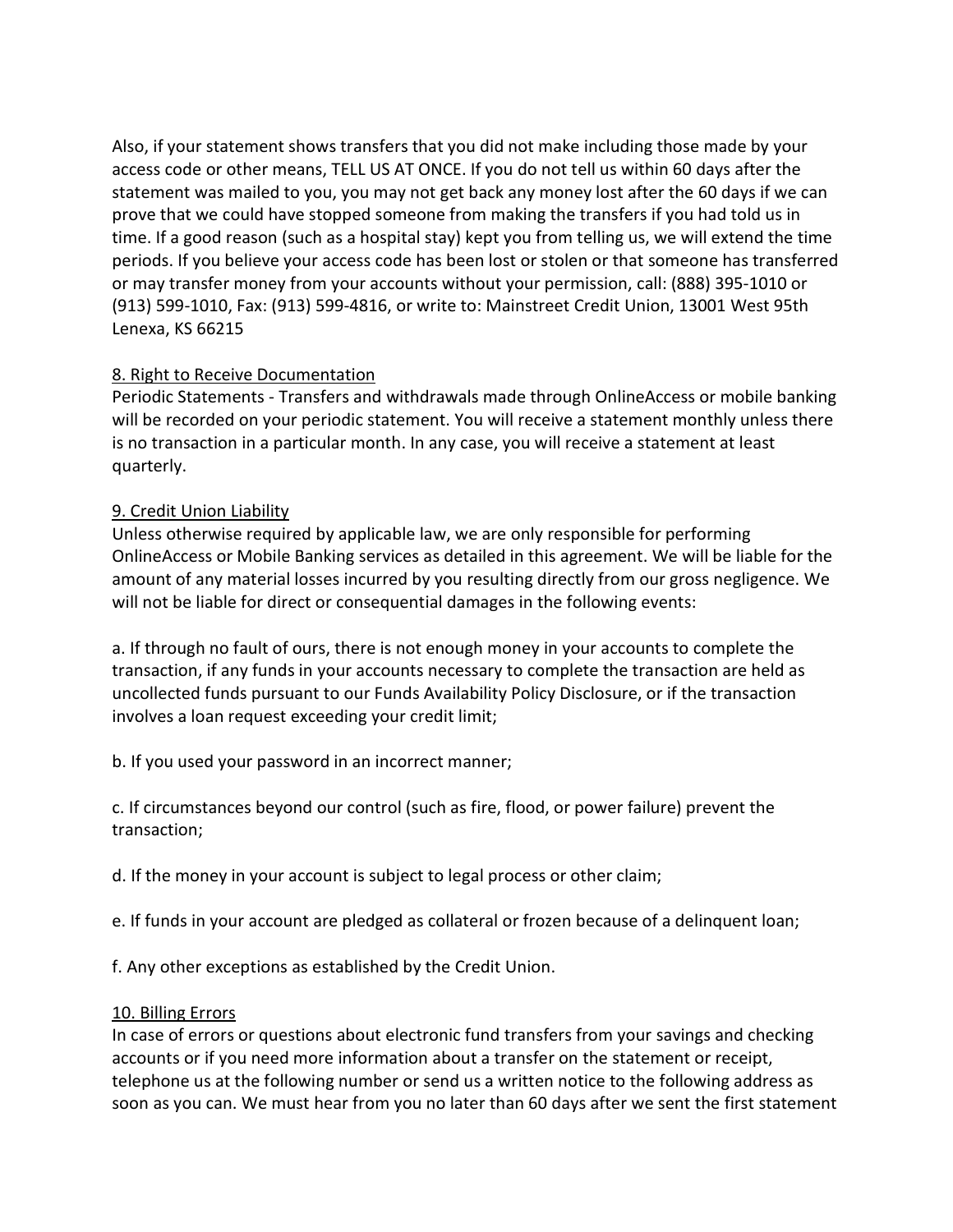Also, if your statement shows transfers that you did not make including those made by your access code or other means, TELL US AT ONCE. If you do not tell us within 60 days after the statement was mailed to you, you may not get back any money lost after the 60 days if we can prove that we could have stopped someone from making the transfers if you had told us in time. If a good reason (such as a hospital stay) kept you from telling us, we will extend the time periods. If you believe your access code has been lost or stolen or that someone has transferred or may transfer money from your accounts without your permission, call: (888) 395-1010 or (913) 599-1010, Fax: (913) 599-4816, or write to: Mainstreet Credit Union, 13001 West 95th Lenexa, KS 66215

8. Right to Receive Documentation

Periodic Statements - Transfers and withdrawals made through OnlineAccess or mobile banking will be recorded on your periodic statement. You will receive a statement monthly unless there is no transaction in a particular month. In any case, you will receive a statement at least quarterly.

9. Credit Union Liability

Unless otherwise required by applicable law, we are only responsible for performing OnlineAccess or Mobile Banking services as detailed in this agreement. We will be liable for the amount of any material losses incurred by you resulting directly from our gross negligence. We will not be liable for direct or consequential damages in the following events:

a. If through no fault of ours, there is not enough money in your accounts to complete the transaction, if any funds in your accounts necessary to complete the transaction are held as uncollected funds pursuant to our Funds Availability Policy Disclosure, or if the transaction involves a loan request exceeding your credit limit;

b. If you used your password in an incorrect manner;

c. If circumstances beyond our control (such as fire, flood, or power failure) prevent the transaction;

d. If the money in your account is subject to legal process or other claim;

e. If funds in your account are pledged as collateral or frozen because of a delinquent loan;

f. Any other exceptions as established by the Credit Union.

10. Billing Errors

In case of errors or questions about electronic fund transfers from your savings and checking accounts or if you need more information about a transfer on the statement or receipt, telephone us at the following number or send us a written notice to the following address as soon as you can. We must hear from you no later than 60 days after we sent the first statement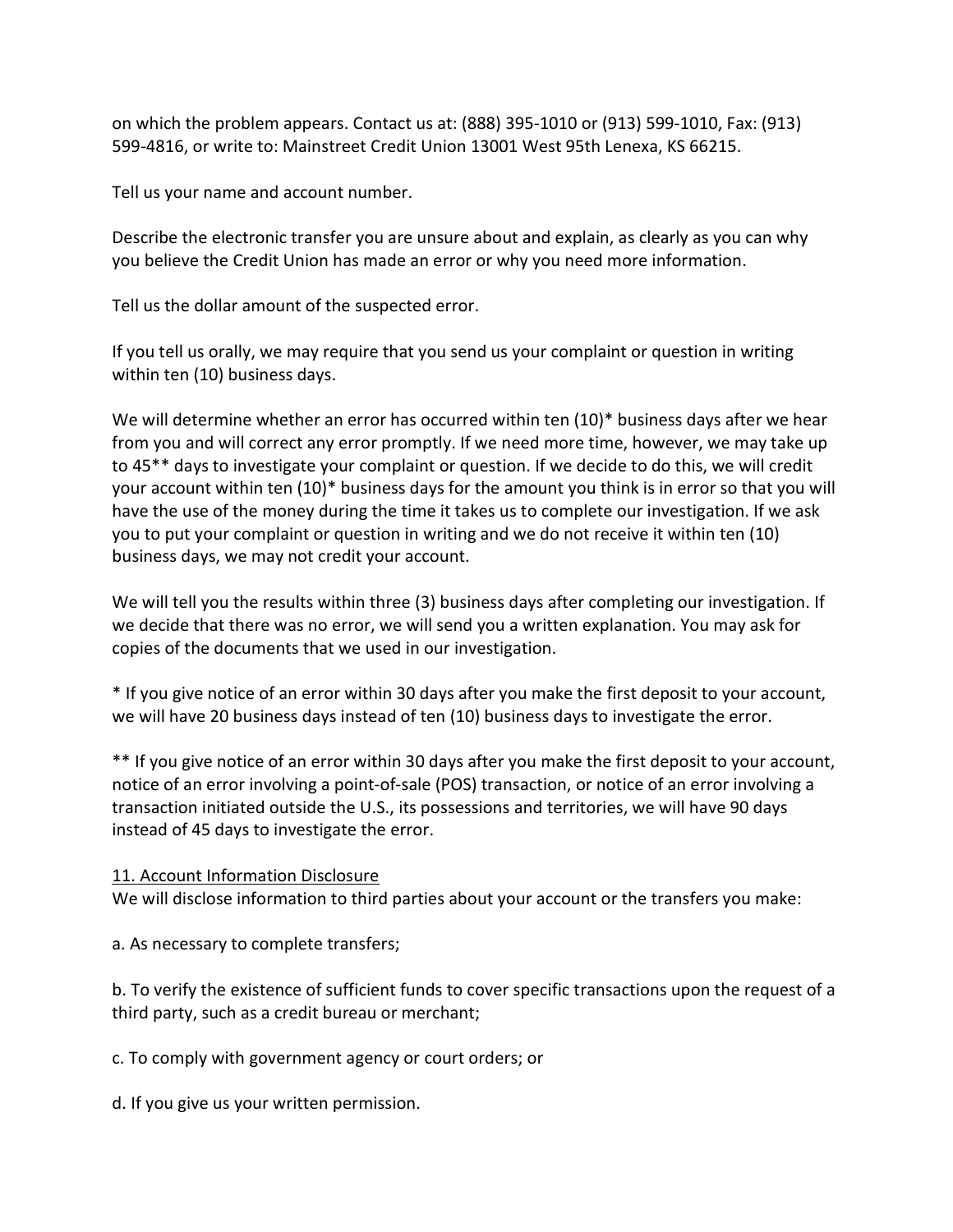on which the problem appears. Contact us at: (888) 395-1010 or (913) 599-1010, Fax: (913) 599-4816, or write to: Mainstreet Credit Union 13001 West 95th Lenexa, KS 66215.

Tell us your name and account number.

Describe the electronic transfer you are unsure about and explain, as clearly as you can why you believe the Credit Union has made an error or why you need more information.

Tell us the dollar amount of the suspected error.

If you tell us orally, we may require that you send us your complaint or question in writing within ten (10) business days.

We will determine whether an error has occurred within ten (10)* business days after we hear from you and will correct any error promptly. If we need more time, however, we may take up to 45** days to investigate your complaint or question. If we decide to do this, we will credit your account within ten (10)* business days for the amount you think is in error so that you will have the use of the money during the time it takes us to complete our investigation. If we ask you to put your complaint or question in writing and we do not receive it within ten (10) business days, we may not credit your account.

We will tell you the results within three (3) business days after completing our investigation. If we decide that there was no error, we will send you a written explanation. You may ask for copies of the documents that we used in our investigation.

* If you give notice of an error within 30 days after you make the first deposit to your account, we will have 20 business days instead of ten (10) business days to investigate the error.

** If you give notice of an error within 30 days after you make the first deposit to your account, notice of an error involving a point-of-sale (POS) transaction, or notice of an error involving a transaction initiated outside the U.S., its possessions and territories, we will have 90 days instead of 45 days to investigate the error.

<u>11. Account Information Disclosure</u>

We will disclose information to third parties about your account or the transfers you make:

a. As necessary to complete transfers;

b. To verify the existence of sufficient funds to cover specific transactions upon the request of a third party, such as a credit bureau or merchant;

c. To comply with government agency or court orders; or

d. If you give us your written permission.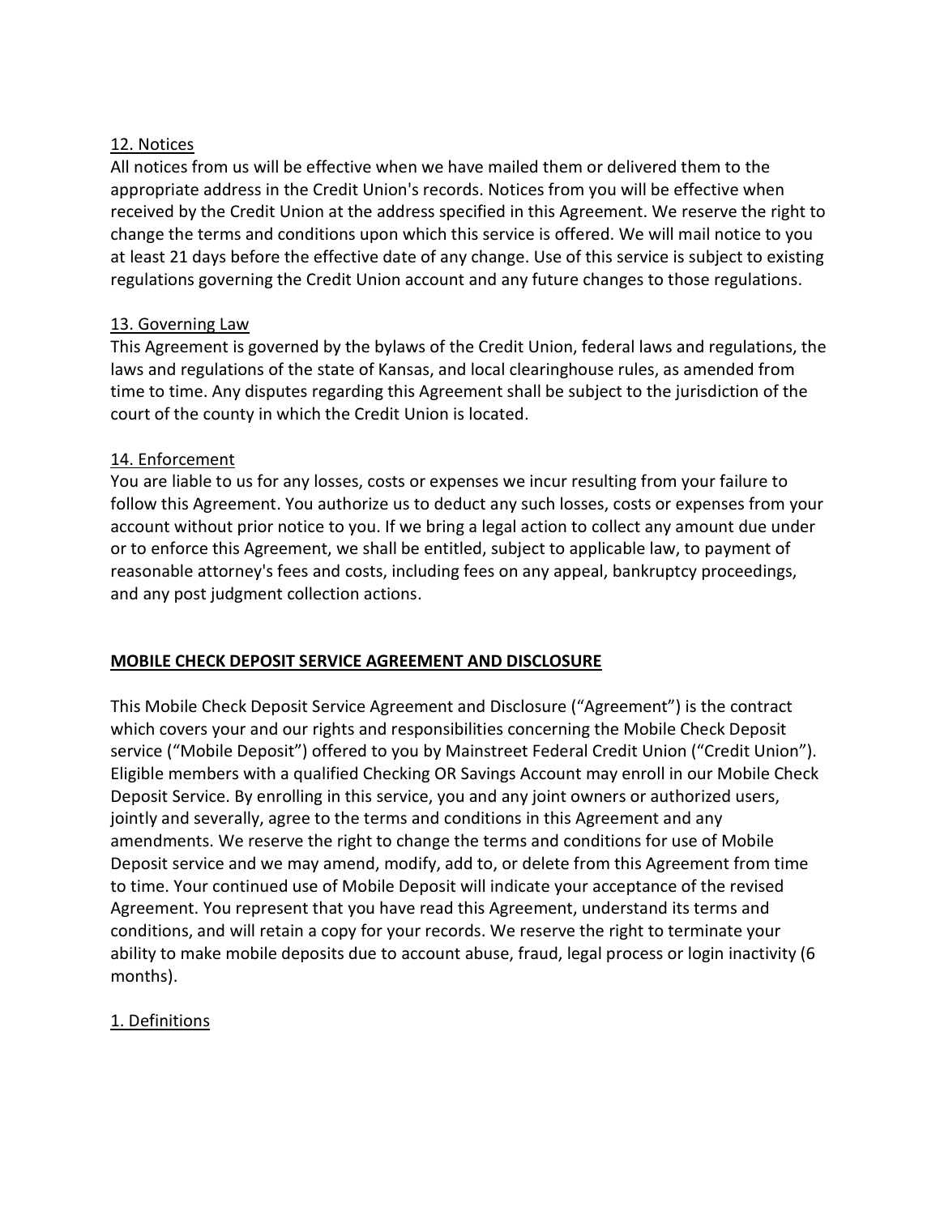12. Notices

All notices from us will be effective when we have mailed them or delivered them to the appropriate address in the Credit Union's records. Notices from you will be effective when received by the Credit Union at the address specified in this Agreement. We reserve the right to change the terms and conditions upon which this service is offered. We will mail notice to you at least 21 days before the effective date of any change. Use of this service is subject to existing regulations governing the Credit Union account and any future changes to those regulations.

13. Governing Law

This Agreement is governed by the bylaws of the Credit Union, federal laws and regulations, the laws and regulations of the state of Kansas, and local clearinghouse rules, as amended from time to time. Any disputes regarding this Agreement shall be subject to the jurisdiction of the court of the county in which the Credit Union is located.

14. Enforcement

You are liable to us for any losses, costs or expenses we incur resulting from your failure to follow this Agreement. You authorize us to deduct any such losses, costs or expenses from your account without prior notice to you. If we bring a legal action to collect any amount due under or to enforce this Agreement, we shall be entitled, subject to applicable law, to payment of reasonable attorney's fees and costs, including fees on any appeal, bankruptcy proceedings, and any post judgment collection actions.

## **MOBILE CHECK DEPOSIT SERVICE AGREEMENT AND DISCLOSURE**

This Mobile Check Deposit Service Agreement and Disclosure ("Agreement") is the contract which covers your and our rights and responsibilities concerning the Mobile Check Deposit service ("Mobile Deposit") offered to you by Mainstreet Federal Credit Union ("Credit Union"). Eligible members with a qualified Checking OR Savings Account may enroll in our Mobile Check Deposit Service. By enrolling in this service, you and any joint owners or authorized users, jointly and severally, agree to the terms and conditions in this Agreement and any amendments. We reserve the right to change the terms and conditions for use of Mobile Deposit service and we may amend, modify, add to, or delete from this Agreement from time to time. Your continued use of Mobile Deposit will indicate your acceptance of the revised Agreement. You represent that you have read this Agreement, understand its terms and conditions, and will retain a copy for your records. We reserve the right to terminate your ability to make mobile deposits due to account abuse, fraud, legal process or login inactivity (6 months).

1. Definitions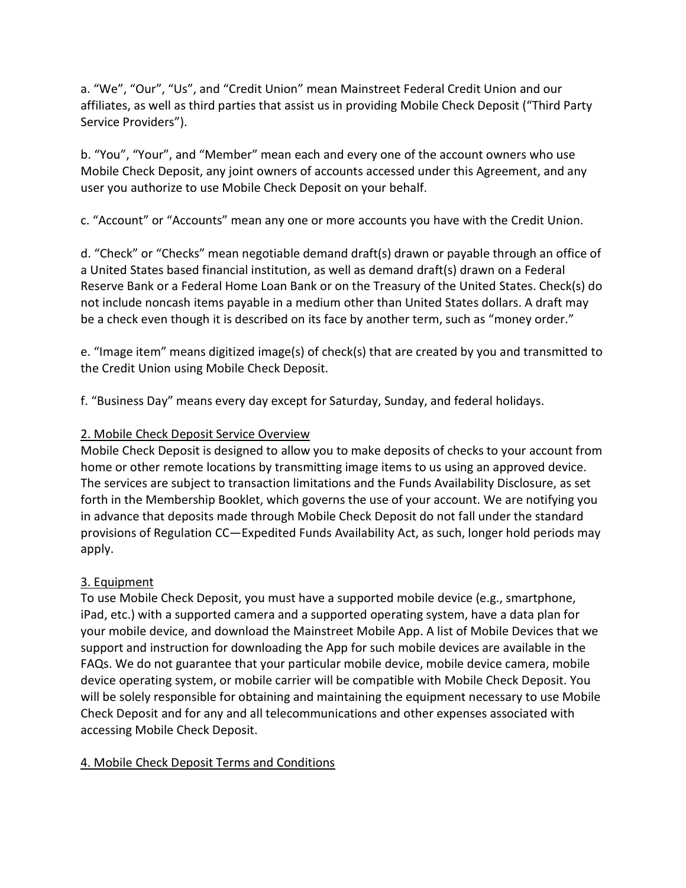a. “We”, “Our”, “Us”, and “Credit Union” mean Mainstreet Federal Credit Union and our affiliates, as well as third parties that assist us in providing Mobile Check Deposit (“Third Party Service Providers”).

b. “You”, “Your”, and “Member” mean each and every one of the account owners who use Mobile Check Deposit, any joint owners of accounts accessed under this Agreement, and any user you authorize to use Mobile Check Deposit on your behalf.

c. “Account” or “Accounts” mean any one or more accounts you have with the Credit Union.

d. “Check” or “Checks” mean negotiable demand draft(s) drawn or payable through an office of a United States based financial institution, as well as demand draft(s) drawn on a Federal Reserve Bank or a Federal Home Loan Bank or on the Treasury of the United States. Check(s) do not include noncash items payable in a medium other than United States dollars. A draft may be a check even though it is described on its face by another term, such as “money order.”

e. “Image item” means digitized image(s) of check(s) that are created by you and transmitted to the Credit Union using Mobile Check Deposit.

f. “Business Day” means every day except for Saturday, Sunday, and federal holidays.

## 2. Mobile Check Deposit Service Overview

Mobile Check Deposit is designed to allow you to make deposits of checks to your account from home or other remote locations by transmitting image items to us using an approved device. The services are subject to transaction limitations and the Funds Availability Disclosure, as set forth in the Membership Booklet, which governs the use of your account. We are notifying you in advance that deposits made through Mobile Check Deposit do not fall under the standard provisions of Regulation CC—Expedited Funds Availability Act, as such, longer hold periods may apply.

## 3. Equipment

To use Mobile Check Deposit, you must have a supported mobile device (e.g., smartphone, iPad, etc.) with a supported camera and a supported operating system, have a data plan for your mobile device, and download the Mainstreet Mobile App. A list of Mobile Devices that we support and instruction for downloading the App for such mobile devices are available in the FAQs. We do not guarantee that your particular mobile device, mobile device camera, mobile device operating system, or mobile carrier will be compatible with Mobile Check Deposit. You will be solely responsible for obtaining and maintaining the equipment necessary to use Mobile Check Deposit and for any and all telecommunications and other expenses associated with accessing Mobile Check Deposit.

## 4. Mobile Check Deposit Terms and Conditions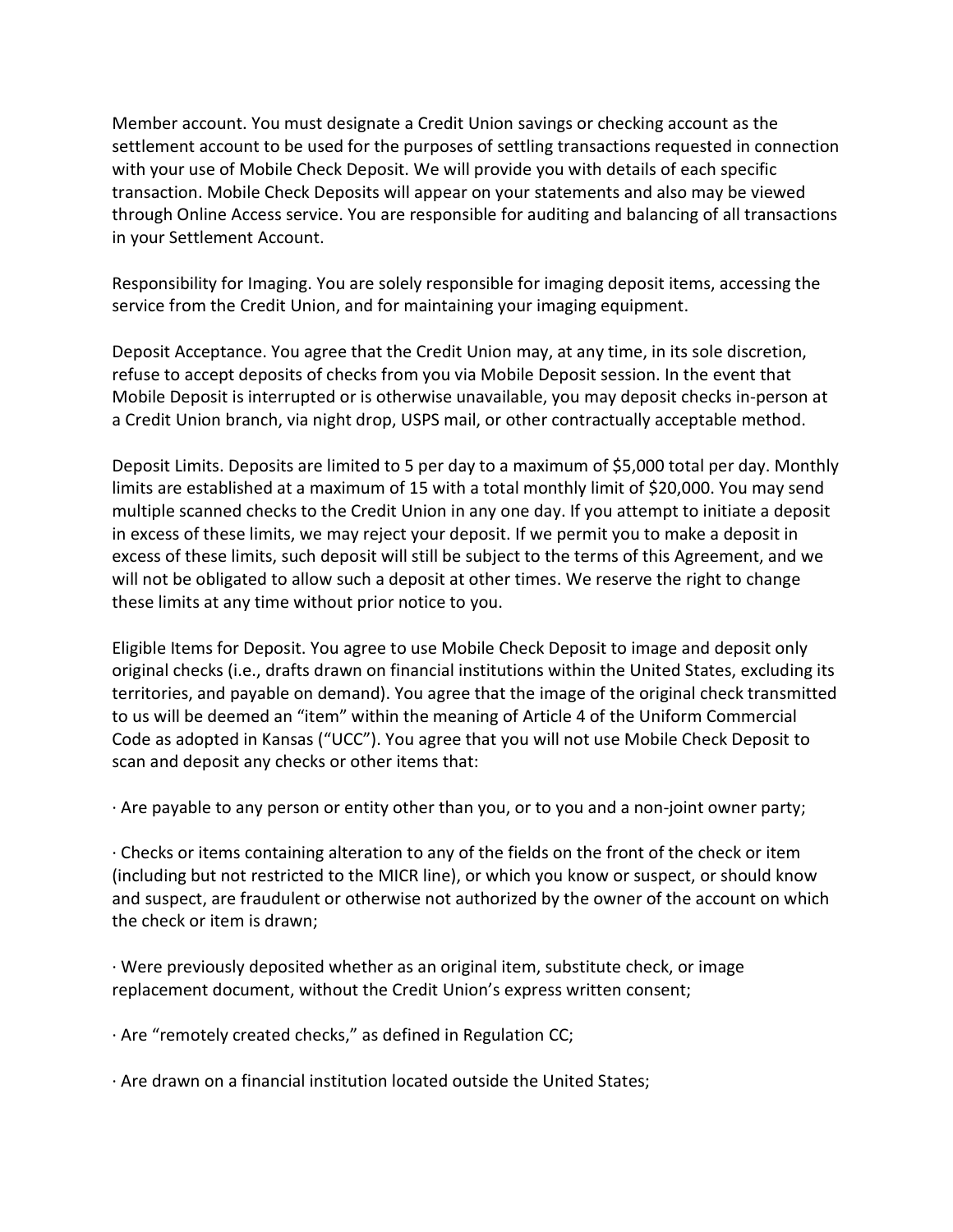Member account. You must designate a Credit Union savings or checking account as the settlement account to be used for the purposes of settling transactions requested in connection with your use of Mobile Check Deposit. We will provide you with details of each specific transaction. Mobile Check Deposits will appear on your statements and also may be viewed through Online Access service. You are responsible for auditing and balancing of all transactions in your Settlement Account.

Responsibility for Imaging. You are solely responsible for imaging deposit items, accessing the service from the Credit Union, and for maintaining your imaging equipment.

Deposit Acceptance. You agree that the Credit Union may, at any time, in its sole discretion, refuse to accept deposits of checks from you via Mobile Deposit session. In the event that Mobile Deposit is interrupted or is otherwise unavailable, you may deposit checks in-person at a Credit Union branch, via night drop, USPS mail, or other contractually acceptable method.

Deposit Limits. Deposits are limited to 5 per day to a maximum of $5,000 total per day. Monthly limits are established at a maximum of 15 with a total monthly limit of $20,000. You may send multiple scanned checks to the Credit Union in any one day. If you attempt to initiate a deposit in excess of these limits, we may reject your deposit. If we permit you to make a deposit in excess of these limits, such deposit will still be subject to the terms of this Agreement, and we will not be obligated to allow such a deposit at other times. We reserve the right to change these limits at any time without prior notice to you.

Eligible Items for Deposit. You agree to use Mobile Check Deposit to image and deposit only original checks (i.e., drafts drawn on financial institutions within the United States, excluding its territories, and payable on demand). You agree that the image of the original check transmitted to us will be deemed an "item" within the meaning of Article 4 of the Uniform Commercial Code as adopted in Kansas ("UCC"). You agree that you will not use Mobile Check Deposit to scan and deposit any checks or other items that:

· Are payable to any person or entity other than you, or to you and a non-joint owner party;

· Checks or items containing alteration to any of the fields on the front of the check or item (including but not restricted to the MICR line), or which you know or suspect, or should know and suspect, are fraudulent or otherwise not authorized by the owner of the account on which the check or item is drawn;

· Were previously deposited whether as an original item, substitute check, or image replacement document, without the Credit Union's express written consent;

· Are "remotely created checks," as defined in Regulation CC;

· Are drawn on a financial institution located outside the United States;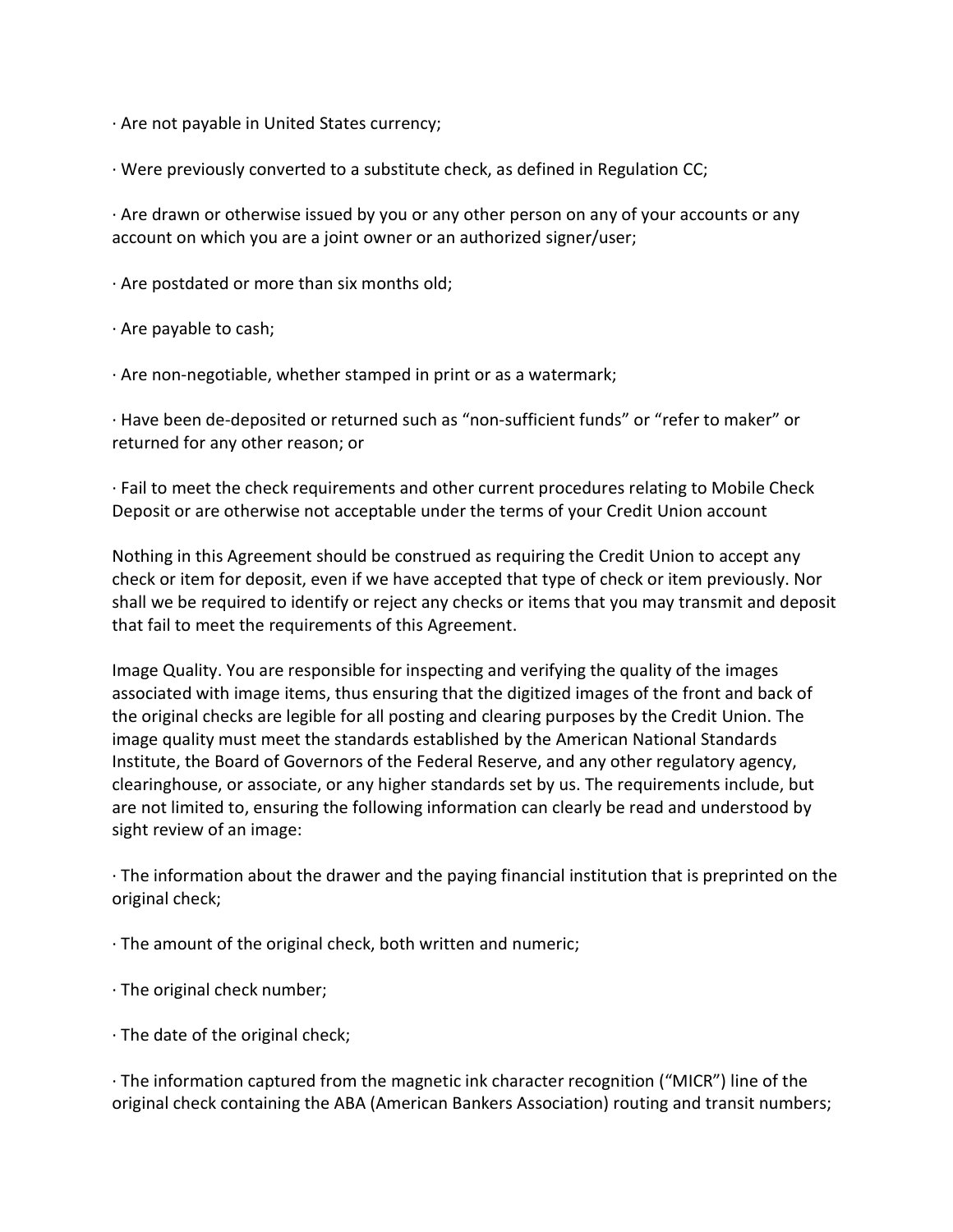· Are not payable in United States currency;

· Were previously converted to a substitute check, as defined in Regulation CC;

· Are drawn or otherwise issued by you or any other person on any of your accounts or any account on which you are a joint owner or an authorized signer/user;

· Are postdated or more than six months old;

· Are payable to cash;

· Are non-negotiable, whether stamped in print or as a watermark;

· Have been de-deposited or returned such as "non-sufficient funds" or "refer to maker" or returned for any other reason; or

· Fail to meet the check requirements and other current procedures relating to Mobile Check Deposit or are otherwise not acceptable under the terms of your Credit Union account

Nothing in this Agreement should be construed as requiring the Credit Union to accept any check or item for deposit, even if we have accepted that type of check or item previously. Nor shall we be required to identify or reject any checks or items that you may transmit and deposit that fail to meet the requirements of this Agreement.

Image Quality. You are responsible for inspecting and verifying the quality of the images associated with image items, thus ensuring that the digitized images of the front and back of the original checks are legible for all posting and clearing purposes by the Credit Union. The image quality must meet the standards established by the American National Standards Institute, the Board of Governors of the Federal Reserve, and any other regulatory agency, clearinghouse, or associate, or any higher standards set by us. The requirements include, but are not limited to, ensuring the following information can clearly be read and understood by sight review of an image:

· The information about the drawer and the paying financial institution that is preprinted on the original check;

· The amount of the original check, both written and numeric;

· The original check number;

· The date of the original check;

· The information captured from the magnetic ink character recognition ("MICR") line of the original check containing the ABA (American Bankers Association) routing and transit numbers;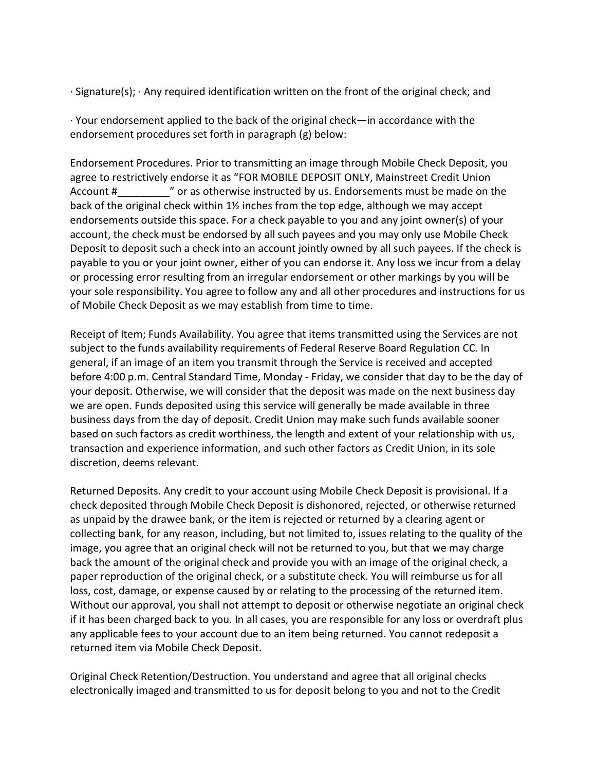· Signature(s); · Any required identification written on the front of the original check; and

· Your endorsement applied to the back of the original check—in accordance with the endorsement procedures set forth in paragraph (g) below:

Endorsement Procedures. Prior to transmitting an image through Mobile Check Deposit, you agree to restrictively endorse it as "FOR MOBILE DEPOSIT ONLY, Mainstreet Credit Union Account #_________" or as otherwise instructed by us. Endorsements must be made on the back of the original check within 1½ inches from the top edge, although we may accept endorsements outside this space. For a check payable to you and any joint owner(s) of your account, the check must be endorsed by all such payees and you may only use Mobile Check Deposit to deposit such a check into an account jointly owned by all such payees. If the check is payable to you or your joint owner, either of you can endorse it. Any loss we incur from a delay or processing error resulting from an irregular endorsement or other markings by you will be your sole responsibility. You agree to follow any and all other procedures and instructions for us of Mobile Check Deposit as we may establish from time to time.

Receipt of Item; Funds Availability. You agree that items transmitted using the Services are not subject to the funds availability requirements of Federal Reserve Board Regulation CC. In general, if an image of an item you transmit through the Service is received and accepted before 4:00 p.m. Central Standard Time, Monday - Friday, we consider that day to be the day of your deposit. Otherwise, we will consider that the deposit was made on the next business day we are open. Funds deposited using this service will generally be made available in three business days from the day of deposit. Credit Union may make such funds available sooner based on such factors as credit worthiness, the length and extent of your relationship with us, transaction and experience information, and such other factors as Credit Union, in its sole discretion, deems relevant.

Returned Deposits. Any credit to your account using Mobile Check Deposit is provisional. If a check deposited through Mobile Check Deposit is dishonored, rejected, or otherwise returned as unpaid by the drawee bank, or the item is rejected or returned by a clearing agent or collecting bank, for any reason, including, but not limited to, issues relating to the quality of the image, you agree that an original check will not be returned to you, but that we may charge back the amount of the original check and provide you with an image of the original check, a paper reproduction of the original check, or a substitute check. You will reimburse us for all loss, cost, damage, or expense caused by or relating to the processing of the returned item. Without our approval, you shall not attempt to deposit or otherwise negotiate an original check if it has been charged back to you. In all cases, you are responsible for any loss or overdraft plus any applicable fees to your account due to an item being returned. You cannot redeposit a returned item via Mobile Check Deposit.

Original Check Retention/Destruction. You understand and agree that all original checks electronically imaged and transmitted to us for deposit belong to you and not to the Credit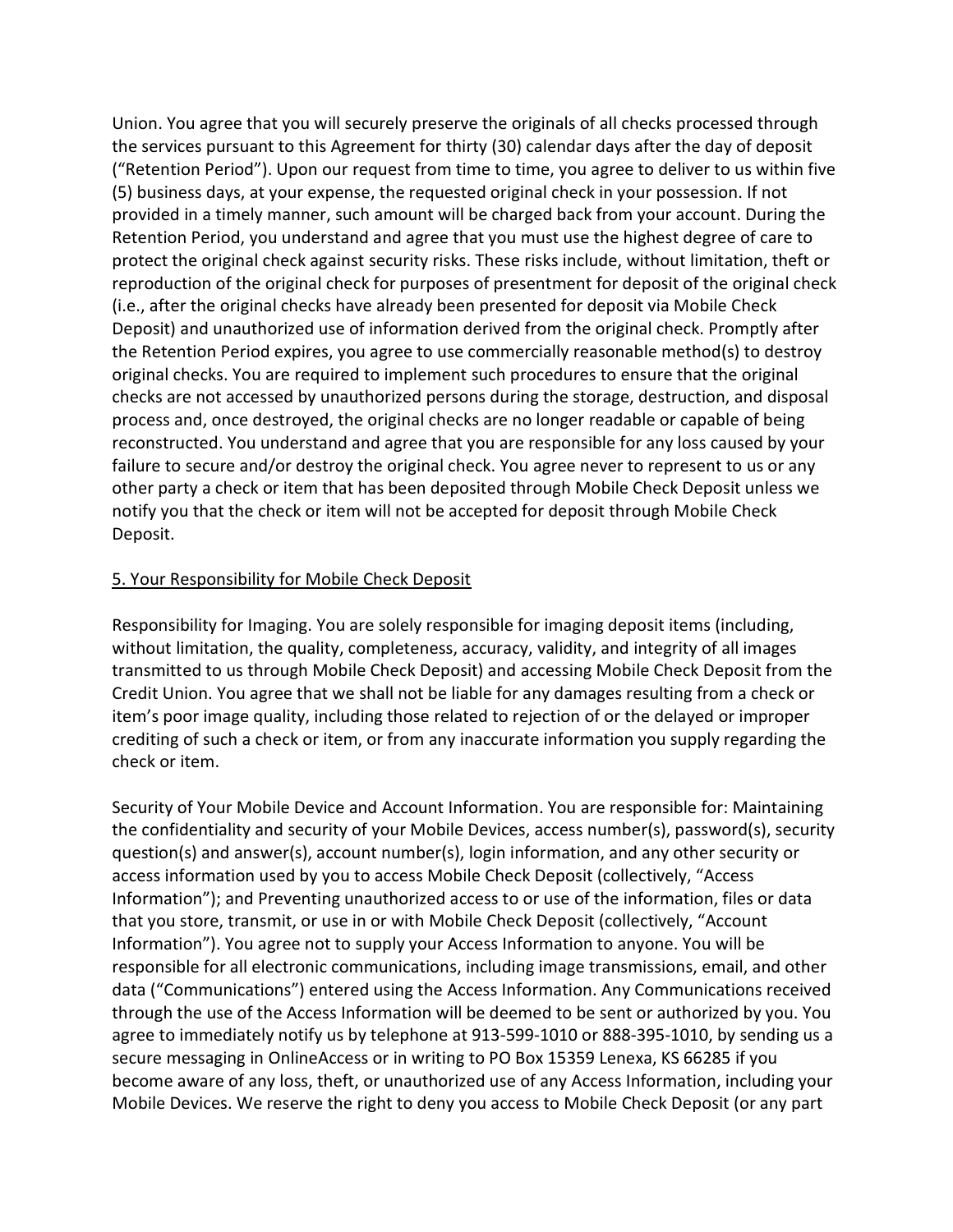Union. You agree that you will securely preserve the originals of all checks processed through the services pursuant to this Agreement for thirty (30) calendar days after the day of deposit ("Retention Period"). Upon our request from time to time, you agree to deliver to us within five (5) business days, at your expense, the requested original check in your possession. If not provided in a timely manner, such amount will be charged back from your account. During the Retention Period, you understand and agree that you must use the highest degree of care to protect the original check against security risks. These risks include, without limitation, theft or reproduction of the original check for purposes of presentment for deposit of the original check (i.e., after the original checks have already been presented for deposit via Mobile Check Deposit) and unauthorized use of information derived from the original check. Promptly after the Retention Period expires, you agree to use commercially reasonable method(s) to destroy original checks. You are required to implement such procedures to ensure that the original checks are not accessed by unauthorized persons during the storage, destruction, and disposal process and, once destroyed, the original checks are no longer readable or capable of being reconstructed. You understand and agree that you are responsible for any loss caused by your failure to secure and/or destroy the original check. You agree never to represent to us or any other party a check or item that has been deposited through Mobile Check Deposit unless we notify you that the check or item will not be accepted for deposit through Mobile Check Deposit.

## 5. Your Responsibility for Mobile Check Deposit

Responsibility for Imaging. You are solely responsible for imaging deposit items (including, without limitation, the quality, completeness, accuracy, validity, and integrity of all images transmitted to us through Mobile Check Deposit) and accessing Mobile Check Deposit from the Credit Union. You agree that we shall not be liable for any damages resulting from a check or item's poor image quality, including those related to rejection of or the delayed or improper crediting of such a check or item, or from any inaccurate information you supply regarding the check or item.

Security of Your Mobile Device and Account Information. You are responsible for: Maintaining the confidentiality and security of your Mobile Devices, access number(s), password(s), security question(s) and answer(s), account number(s), login information, and any other security or access information used by you to access Mobile Check Deposit (collectively, "Access Information"); and Preventing unauthorized access to or use of the information, files or data that you store, transmit, or use in or with Mobile Check Deposit (collectively, "Account Information"). You agree not to supply your Access Information to anyone. You will be responsible for all electronic communications, including image transmissions, email, and other data ("Communications") entered using the Access Information. Any Communications received through the use of the Access Information will be deemed to be sent or authorized by you. You agree to immediately notify us by telephone at 913-599-1010 or 888-395-1010, by sending us a secure messaging in OnlineAccess or in writing to PO Box 15359 Lenexa, KS 66285 if you become aware of any loss, theft, or unauthorized use of any Access Information, including your Mobile Devices. We reserve the right to deny you access to Mobile Check Deposit (or any part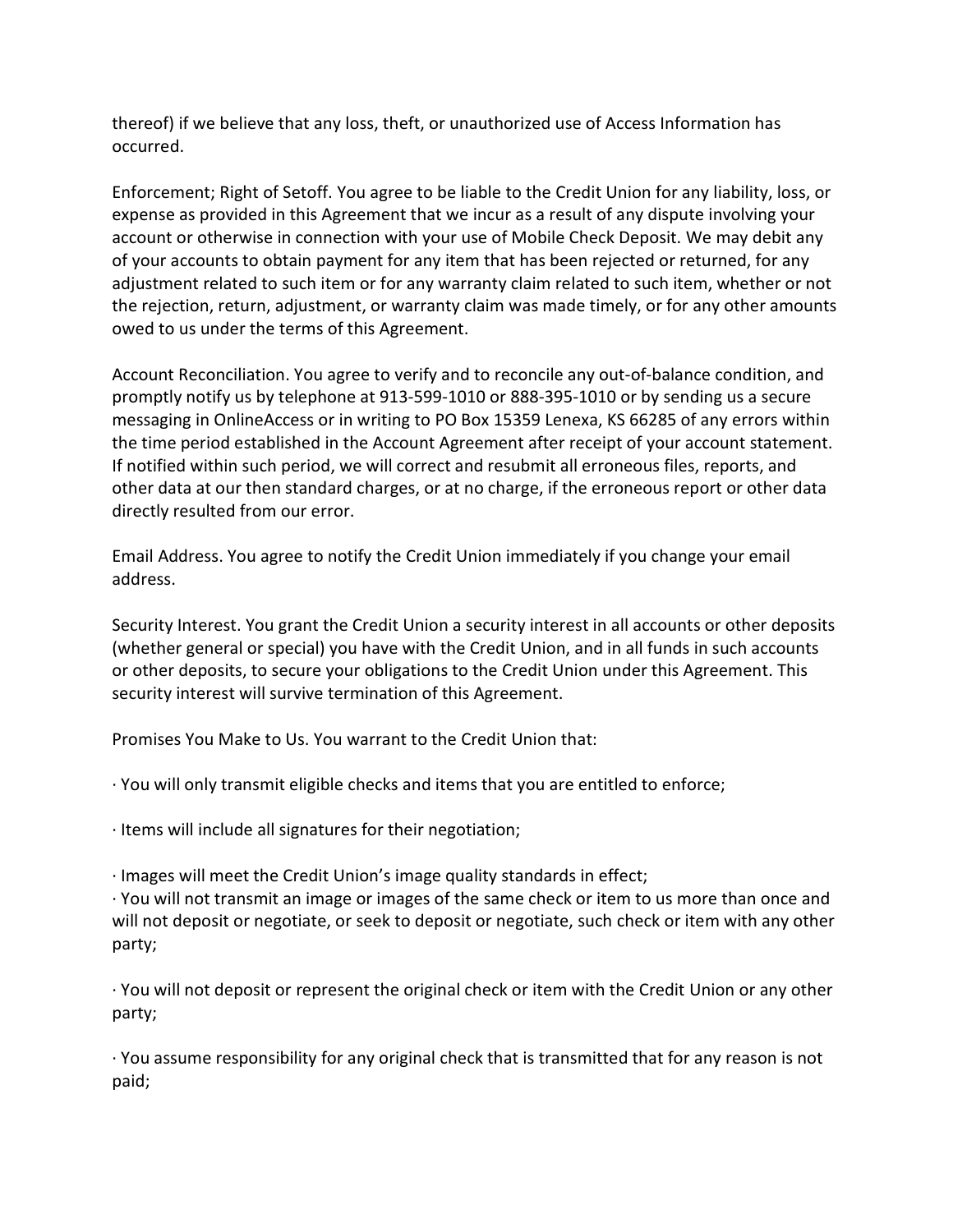thereof) if we believe that any loss, theft, or unauthorized use of Access Information has occurred.

Enforcement; Right of Setoff. You agree to be liable to the Credit Union for any liability, loss, or expense as provided in this Agreement that we incur as a result of any dispute involving your account or otherwise in connection with your use of Mobile Check Deposit. We may debit any of your accounts to obtain payment for any item that has been rejected or returned, for any adjustment related to such item or for any warranty claim related to such item, whether or not the rejection, return, adjustment, or warranty claim was made timely, or for any other amounts owed to us under the terms of this Agreement.

Account Reconciliation. You agree to verify and to reconcile any out-of-balance condition, and promptly notify us by telephone at 913-599-1010 or 888-395-1010 or by sending us a secure messaging in OnlineAccess or in writing to PO Box 15359 Lenexa, KS 66285 of any errors within the time period established in the Account Agreement after receipt of your account statement. If notified within such period, we will correct and resubmit all erroneous files, reports, and other data at our then standard charges, or at no charge, if the erroneous report or other data directly resulted from our error.

Email Address. You agree to notify the Credit Union immediately if you change your email address.

Security Interest. You grant the Credit Union a security interest in all accounts or other deposits (whether general or special) you have with the Credit Union, and in all funds in such accounts or other deposits, to secure your obligations to the Credit Union under this Agreement. This security interest will survive termination of this Agreement.

Promises You Make to Us. You warrant to the Credit Union that:

- You will only transmit eligible checks and items that you are entitled to enforce;
- Items will include all signatures for their negotiation;
- Images will meet the Credit Union's image quality standards in effect;
- You will not transmit an image or images of the same check or item to us more than once and will not deposit or negotiate, or seek to deposit or negotiate, such check or item with any other party;
- You will not deposit or represent the original check or item with the Credit Union or any other party;
- You assume responsibility for any original check that is transmitted that for any reason is not paid;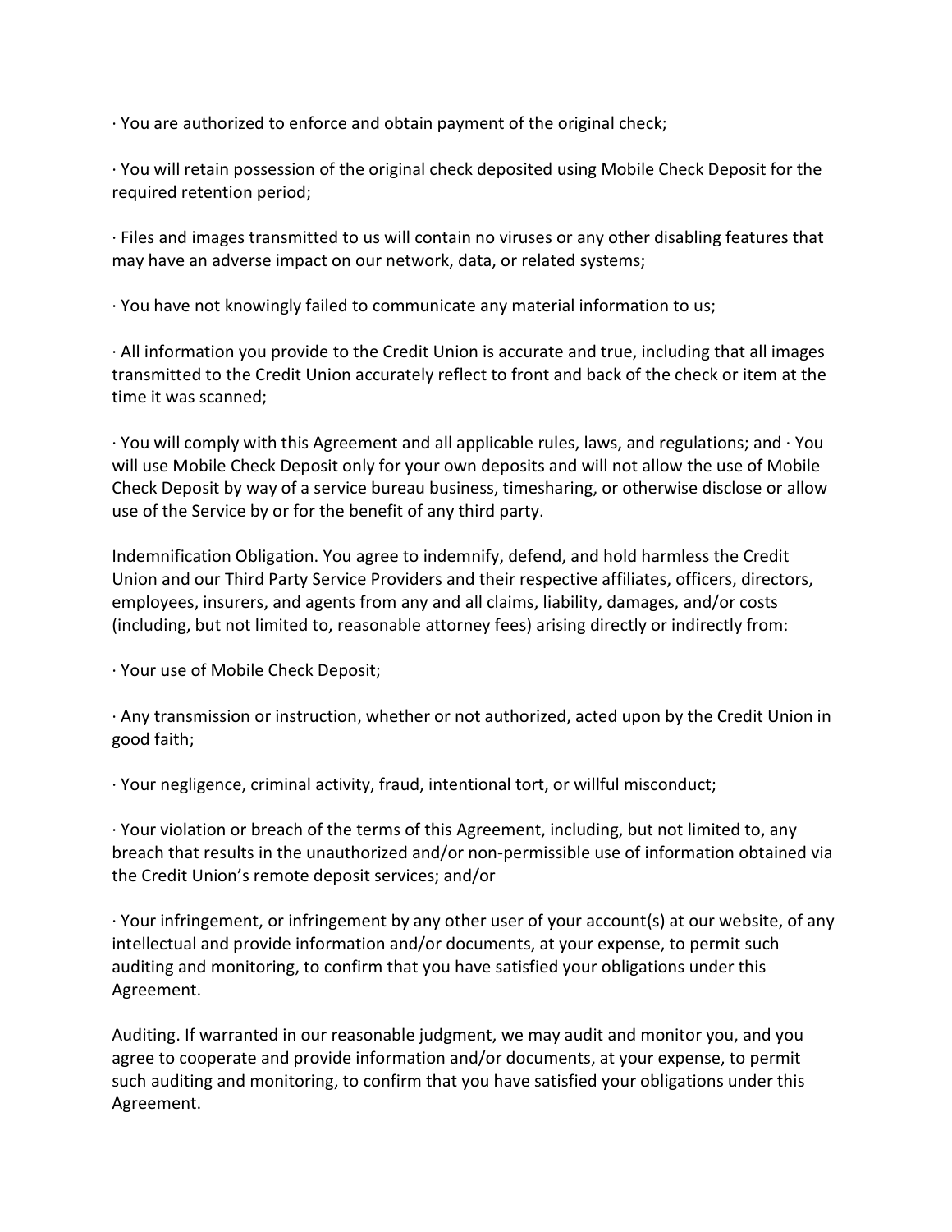· You are authorized to enforce and obtain payment of the original check;

· You will retain possession of the original check deposited using Mobile Check Deposit for the required retention period;

· Files and images transmitted to us will contain no viruses or any other disabling features that may have an adverse impact on our network, data, or related systems;

· You have not knowingly failed to communicate any material information to us;

· All information you provide to the Credit Union is accurate and true, including that all images transmitted to the Credit Union accurately reflect to front and back of the check or item at the time it was scanned;

· You will comply with this Agreement and all applicable rules, laws, and regulations; and · You will use Mobile Check Deposit only for your own deposits and will not allow the use of Mobile Check Deposit by way of a service bureau business, timesharing, or otherwise disclose or allow use of the Service by or for the benefit of any third party.

Indemnification Obligation. You agree to indemnify, defend, and hold harmless the Credit Union and our Third Party Service Providers and their respective affiliates, officers, directors, employees, insurers, and agents from any and all claims, liability, damages, and/or costs (including, but not limited to, reasonable attorney fees) arising directly or indirectly from:

· Your use of Mobile Check Deposit;

· Any transmission or instruction, whether or not authorized, acted upon by the Credit Union in good faith;

· Your negligence, criminal activity, fraud, intentional tort, or willful misconduct;

· Your violation or breach of the terms of this Agreement, including, but not limited to, any breach that results in the unauthorized and/or non-permissible use of information obtained via the Credit Union's remote deposit services; and/or

· Your infringement, or infringement by any other user of your account(s) at our website, of any intellectual and provide information and/or documents, at your expense, to permit such auditing and monitoring, to confirm that you have satisfied your obligations under this Agreement.

Auditing. If warranted in our reasonable judgment, we may audit and monitor you, and you agree to cooperate and provide information and/or documents, at your expense, to permit such auditing and monitoring, to confirm that you have satisfied your obligations under this Agreement.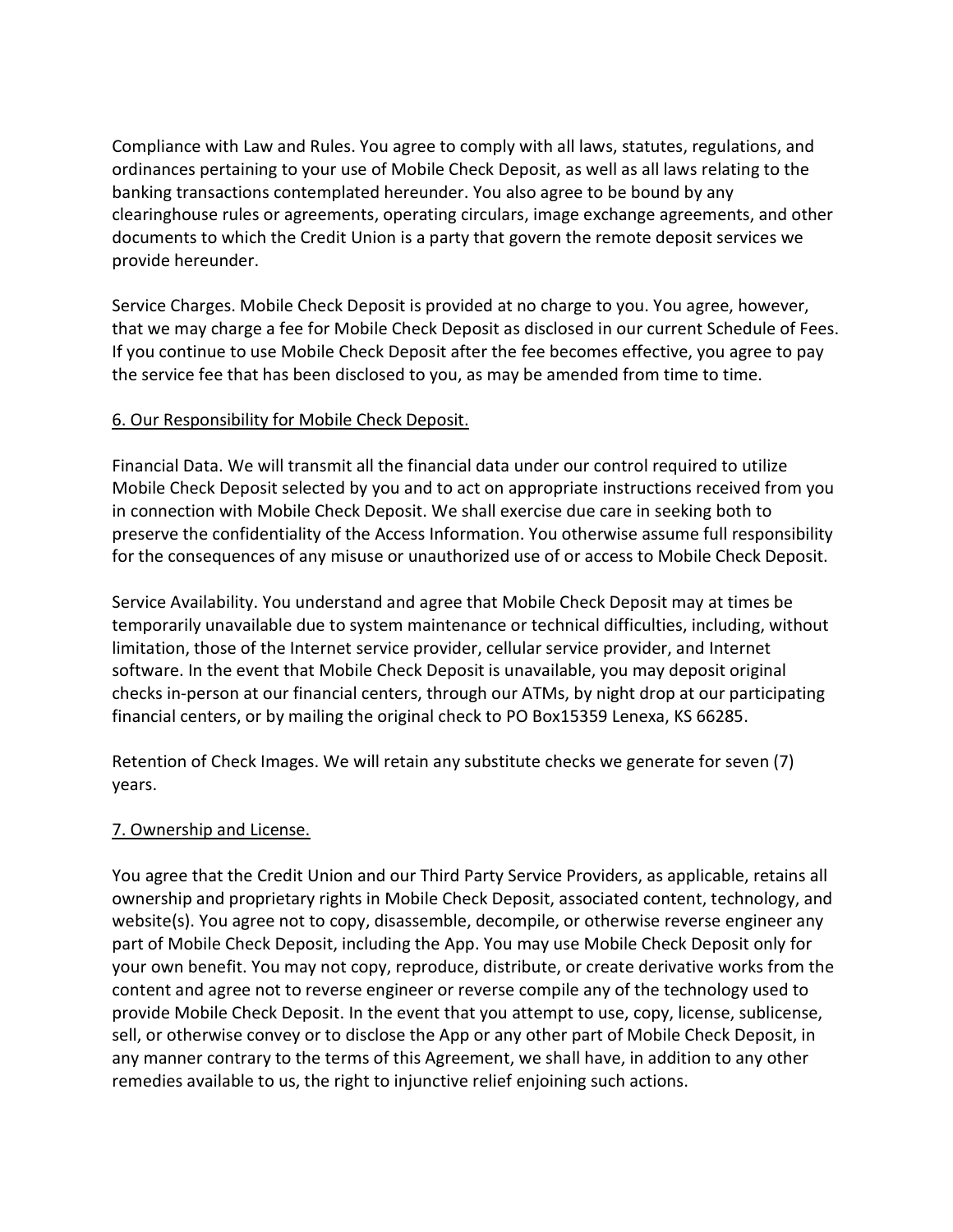Compliance with Law and Rules. You agree to comply with all laws, statutes, regulations, and ordinances pertaining to your use of Mobile Check Deposit, as well as all laws relating to the banking transactions contemplated hereunder. You also agree to be bound by any clearinghouse rules or agreements, operating circulars, image exchange agreements, and other documents to which the Credit Union is a party that govern the remote deposit services we provide hereunder.

Service Charges. Mobile Check Deposit is provided at no charge to you. You agree, however, that we may charge a fee for Mobile Check Deposit as disclosed in our current Schedule of Fees. If you continue to use Mobile Check Deposit after the fee becomes effective, you agree to pay the service fee that has been disclosed to you, as may be amended from time to time.

## 6. Our Responsibility for Mobile Check Deposit.

Financial Data. We will transmit all the financial data under our control required to utilize Mobile Check Deposit selected by you and to act on appropriate instructions received from you in connection with Mobile Check Deposit. We shall exercise due care in seeking both to preserve the confidentiality of the Access Information. You otherwise assume full responsibility for the consequences of any misuse or unauthorized use of or access to Mobile Check Deposit.

Service Availability. You understand and agree that Mobile Check Deposit may at times be temporarily unavailable due to system maintenance or technical difficulties, including, without limitation, those of the Internet service provider, cellular service provider, and Internet software. In the event that Mobile Check Deposit is unavailable, you may deposit original checks in-person at our financial centers, through our ATMs, by night drop at our participating financial centers, or by mailing the original check to PO Box15359 Lenexa, KS 66285.

Retention of Check Images. We will retain any substitute checks we generate for seven (7) years.

## 7. Ownership and License.

You agree that the Credit Union and our Third Party Service Providers, as applicable, retains all ownership and proprietary rights in Mobile Check Deposit, associated content, technology, and website(s). You agree not to copy, disassemble, decompile, or otherwise reverse engineer any part of Mobile Check Deposit, including the App. You may use Mobile Check Deposit only for your own benefit. You may not copy, reproduce, distribute, or create derivative works from the content and agree not to reverse engineer or reverse compile any of the technology used to provide Mobile Check Deposit. In the event that you attempt to use, copy, license, sublicense, sell, or otherwise convey or to disclose the App or any other part of Mobile Check Deposit, in any manner contrary to the terms of this Agreement, we shall have, in addition to any other remedies available to us, the right to injunctive relief enjoining such actions.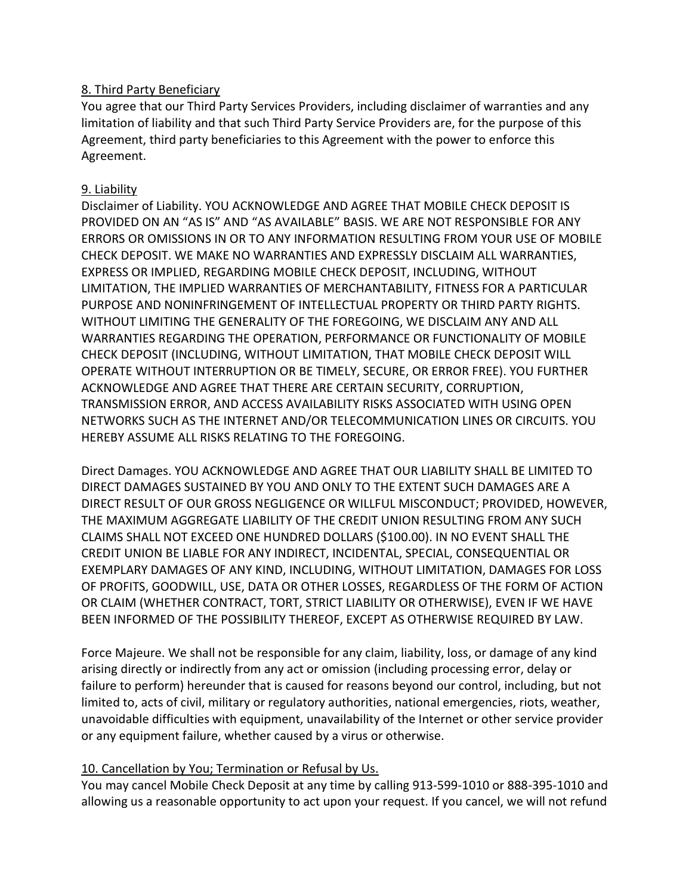## 8. Third Party Beneficiary

You agree that our Third Party Services Providers, including disclaimer of warranties and any limitation of liability and that such Third Party Service Providers are, for the purpose of this Agreement, third party beneficiaries to this Agreement with the power to enforce this Agreement.

## 9. Liability

Disclaimer of Liability. YOU ACKNOWLEDGE AND AGREE THAT MOBILE CHECK DEPOSIT IS PROVIDED ON AN "AS IS" AND "AS AVAILABLE" BASIS. WE ARE NOT RESPONSIBLE FOR ANY ERRORS OR OMISSIONS IN OR TO ANY INFORMATION RESULTING FROM YOUR USE OF MOBILE CHECK DEPOSIT. WE MAKE NO WARRANTIES AND EXPRESSLY DISCLAIM ALL WARRANTIES, EXPRESS OR IMPLIED, REGARDING MOBILE CHECK DEPOSIT, INCLUDING, WITHOUT LIMITATION, THE IMPLIED WARRANTIES OF MERCHANTABILITY, FITNESS FOR A PARTICULAR PURPOSE AND NONINFRINGEMENT OF INTELLECTUAL PROPERTY OR THIRD PARTY RIGHTS. WITHOUT LIMITING THE GENERALITY OF THE FOREGOING, WE DISCLAIM ANY AND ALL WARRANTIES REGARDING THE OPERATION, PERFORMANCE OR FUNCTIONALITY OF MOBILE CHECK DEPOSIT (INCLUDING, WITHOUT LIMITATION, THAT MOBILE CHECK DEPOSIT WILL OPERATE WITHOUT INTERRUPTION OR BE TIMELY, SECURE, OR ERROR FREE). YOU FURTHER ACKNOWLEDGE AND AGREE THAT THERE ARE CERTAIN SECURITY, CORRUPTION, TRANSMISSION ERROR, AND ACCESS AVAILABILITY RISKS ASSOCIATED WITH USING OPEN NETWORKS SUCH AS THE INTERNET AND/OR TELECOMMUNICATION LINES OR CIRCUITS. YOU HEREBY ASSUME ALL RISKS RELATING TO THE FOREGOING.

Direct Damages. YOU ACKNOWLEDGE AND AGREE THAT OUR LIABILITY SHALL BE LIMITED TO DIRECT DAMAGES SUSTAINED BY YOU AND ONLY TO THE EXTENT SUCH DAMAGES ARE A DIRECT RESULT OF OUR GROSS NEGLIGENCE OR WILLFUL MISCONDUCT; PROVIDED, HOWEVER, THE MAXIMUM AGGREGATE LIABILITY OF THE CREDIT UNION RESULTING FROM ANY SUCH CLAIMS SHALL NOT EXCEED ONE HUNDRED DOLLARS ($100.00). IN NO EVENT SHALL THE CREDIT UNION BE LIABLE FOR ANY INDIRECT, INCIDENTAL, SPECIAL, CONSEQUENTIAL OR EXEMPLARY DAMAGES OF ANY KIND, INCLUDING, WITHOUT LIMITATION, DAMAGES FOR LOSS OF PROFITS, GOODWILL, USE, DATA OR OTHER LOSSES, REGARDLESS OF THE FORM OF ACTION OR CLAIM (WHETHER CONTRACT, TORT, STRICT LIABILITY OR OTHERWISE), EVEN IF WE HAVE BEEN INFORMED OF THE POSSIBILITY THEREOF, EXCEPT AS OTHERWISE REQUIRED BY LAW.

Force Majeure. We shall not be responsible for any claim, liability, loss, or damage of any kind arising directly or indirectly from any act or omission (including processing error, delay or failure to perform) hereunder that is caused for reasons beyond our control, including, but not limited to, acts of civil, military or regulatory authorities, national emergencies, riots, weather, unavoidable difficulties with equipment, unavailability of the Internet or other service provider or any equipment failure, whether caused by a virus or otherwise.

## 10. Cancellation by You; Termination or Refusal by Us.

You may cancel Mobile Check Deposit at any time by calling 913-599-1010 or 888-395-1010 and allowing us a reasonable opportunity to act upon your request. If you cancel, we will not refund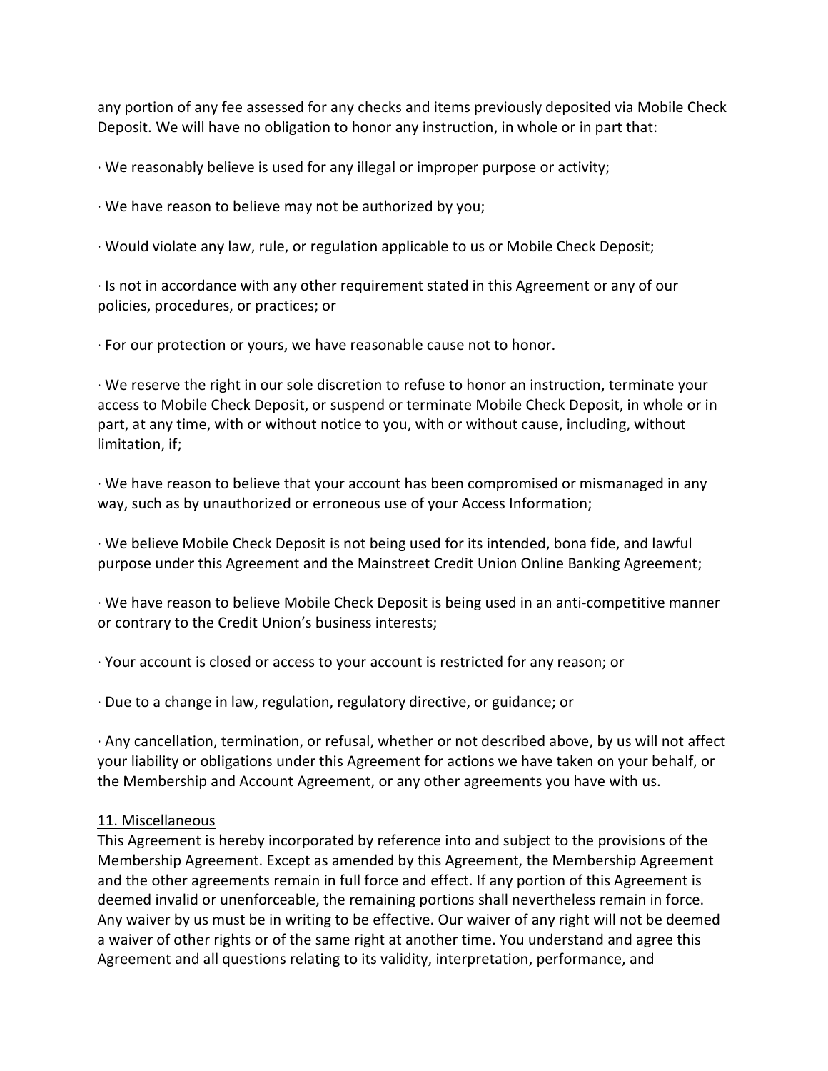any portion of any fee assessed for any checks and items previously deposited via Mobile Check Deposit. We will have no obligation to honor any instruction, in whole or in part that:

· We reasonably believe is used for any illegal or improper purpose or activity;

· We have reason to believe may not be authorized by you;

· Would violate any law, rule, or regulation applicable to us or Mobile Check Deposit;

· Is not in accordance with any other requirement stated in this Agreement or any of our policies, procedures, or practices; or

· For our protection or yours, we have reasonable cause not to honor.

· We reserve the right in our sole discretion to refuse to honor an instruction, terminate your access to Mobile Check Deposit, or suspend or terminate Mobile Check Deposit, in whole or in part, at any time, with or without notice to you, with or without cause, including, without limitation, if;

· We have reason to believe that your account has been compromised or mismanaged in any way, such as by unauthorized or erroneous use of your Access Information;

· We believe Mobile Check Deposit is not being used for its intended, bona fide, and lawful purpose under this Agreement and the Mainstreet Credit Union Online Banking Agreement;

· We have reason to believe Mobile Check Deposit is being used in an anti-competitive manner or contrary to the Credit Union's business interests;

· Your account is closed or access to your account is restricted for any reason; or

· Due to a change in law, regulation, regulatory directive, or guidance; or

· Any cancellation, termination, or refusal, whether or not described above, by us will not affect your liability or obligations under this Agreement for actions we have taken on your behalf, or the Membership and Account Agreement, or any other agreements you have with us.

## 11. Miscellaneous

This Agreement is hereby incorporated by reference into and subject to the provisions of the Membership Agreement. Except as amended by this Agreement, the Membership Agreement and the other agreements remain in full force and effect. If any portion of this Agreement is deemed invalid or unenforceable, the remaining portions shall nevertheless remain in force. Any waiver by us must be in writing to be effective. Our waiver of any right will not be deemed a waiver of other rights or of the same right at another time. You understand and agree this Agreement and all questions relating to its validity, interpretation, performance, and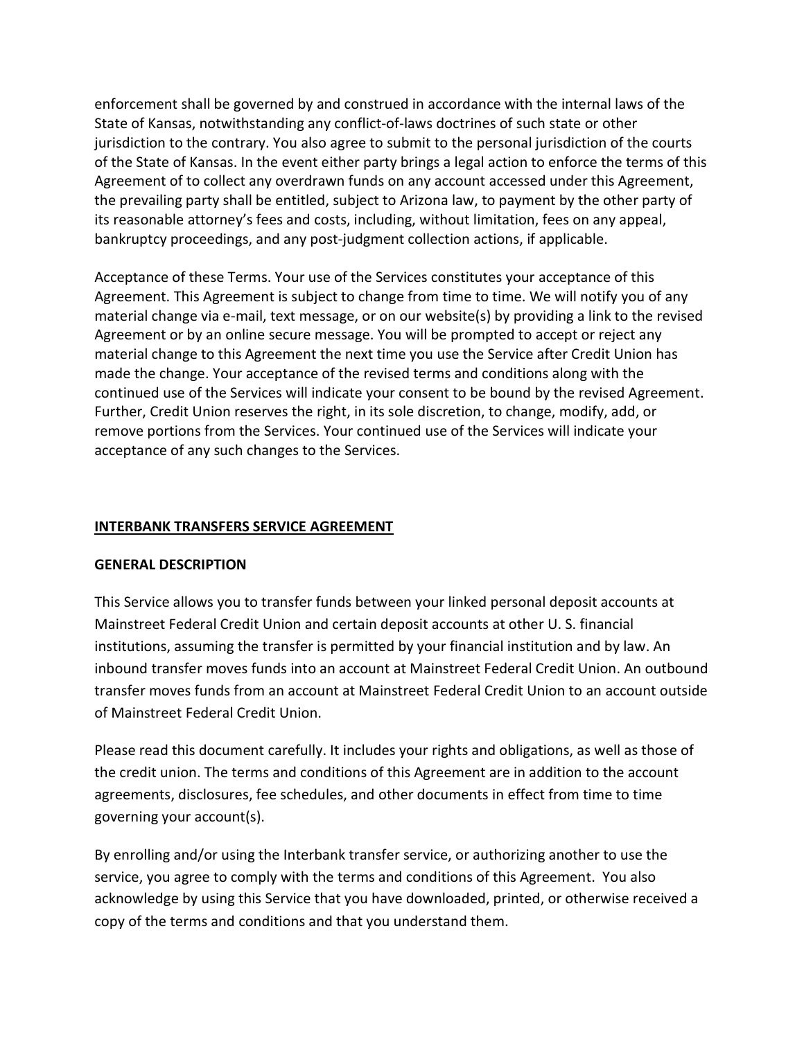enforcement shall be governed by and construed in accordance with the internal laws of the State of Kansas, notwithstanding any conflict-of-laws doctrines of such state or other jurisdiction to the contrary. You also agree to submit to the personal jurisdiction of the courts of the State of Kansas. In the event either party brings a legal action to enforce the terms of this Agreement of to collect any overdrawn funds on any account accessed under this Agreement, the prevailing party shall be entitled, subject to Arizona law, to payment by the other party of its reasonable attorney's fees and costs, including, without limitation, fees on any appeal, bankruptcy proceedings, and any post-judgment collection actions, if applicable.

Acceptance of these Terms. Your use of the Services constitutes your acceptance of this Agreement. This Agreement is subject to change from time to time. We will notify you of any material change via e-mail, text message, or on our website(s) by providing a link to the revised Agreement or by an online secure message. You will be prompted to accept or reject any material change to this Agreement the next time you use the Service after Credit Union has made the change. Your acceptance of the revised terms and conditions along with the continued use of the Services will indicate your consent to be bound by the revised Agreement. Further, Credit Union reserves the right, in its sole discretion, to change, modify, add, or remove portions from the Services. Your continued use of the Services will indicate your acceptance of any such changes to the Services.

## INTERBANK TRANSFERS SERVICE AGREEMENT

### GENERAL DESCRIPTION

This Service allows you to transfer funds between your linked personal deposit accounts at Mainstreet Federal Credit Union and certain deposit accounts at other U. S. financial institutions, assuming the transfer is permitted by your financial institution and by law. An inbound transfer moves funds into an account at Mainstreet Federal Credit Union. An outbound transfer moves funds from an account at Mainstreet Federal Credit Union to an account outside of Mainstreet Federal Credit Union.

Please read this document carefully. It includes your rights and obligations, as well as those of the credit union. The terms and conditions of this Agreement are in addition to the account agreements, disclosures, fee schedules, and other documents in effect from time to time governing your account(s).

By enrolling and/or using the Interbank transfer service, or authorizing another to use the service, you agree to comply with the terms and conditions of this Agreement. You also acknowledge by using this Service that you have downloaded, printed, or otherwise received a copy of the terms and conditions and that you understand them.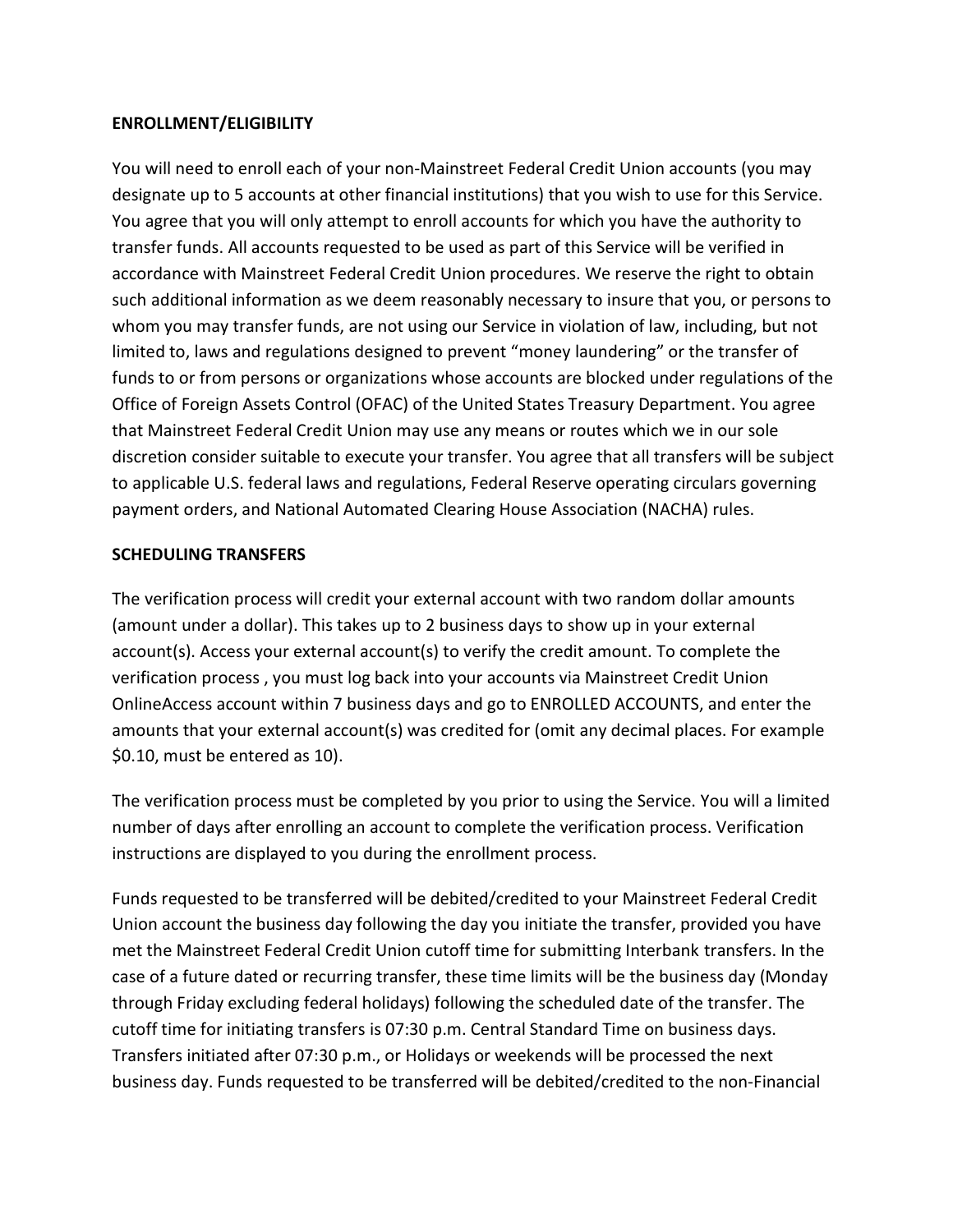**ENROLLMENT/ELIGIBILITY**

You will need to enroll each of your non-Mainstreet Federal Credit Union accounts (you may designate up to 5 accounts at other financial institutions) that you wish to use for this Service. You agree that you will only attempt to enroll accounts for which you have the authority to transfer funds. All accounts requested to be used as part of this Service will be verified in accordance with Mainstreet Federal Credit Union procedures. We reserve the right to obtain such additional information as we deem reasonably necessary to insure that you, or persons to whom you may transfer funds, are not using our Service in violation of law, including, but not limited to, laws and regulations designed to prevent "money laundering" or the transfer of funds to or from persons or organizations whose accounts are blocked under regulations of the Office of Foreign Assets Control (OFAC) of the United States Treasury Department. You agree that Mainstreet Federal Credit Union may use any means or routes which we in our sole discretion consider suitable to execute your transfer. You agree that all transfers will be subject to applicable U.S. federal laws and regulations, Federal Reserve operating circulars governing payment orders, and National Automated Clearing House Association (NACHA) rules.

**SCHEDULING TRANSFERS**

The verification process will credit your external account with two random dollar amounts (amount under a dollar). This takes up to 2 business days to show up in your external account(s). Access your external account(s) to verify the credit amount. To complete the verification process , you must log back into your accounts via Mainstreet Credit Union OnlineAccess account within 7 business days and go to ENROLLED ACCOUNTS, and enter the amounts that your external account(s) was credited for (omit any decimal places. For example $0.10, must be entered as 10).

The verification process must be completed by you prior to using the Service. You will a limited number of days after enrolling an account to complete the verification process. Verification instructions are displayed to you during the enrollment process.

Funds requested to be transferred will be debited/credited to your Mainstreet Federal Credit Union account the business day following the day you initiate the transfer, provided you have met the Mainstreet Federal Credit Union cutoff time for submitting Interbank transfers. In the case of a future dated or recurring transfer, these time limits will be the business day (Monday through Friday excluding federal holidays) following the scheduled date of the transfer. The cutoff time for initiating transfers is 07:30 p.m. Central Standard Time on business days. Transfers initiated after 07:30 p.m., or Holidays or weekends will be processed the next business day. Funds requested to be transferred will be debited/credited to the non-Financial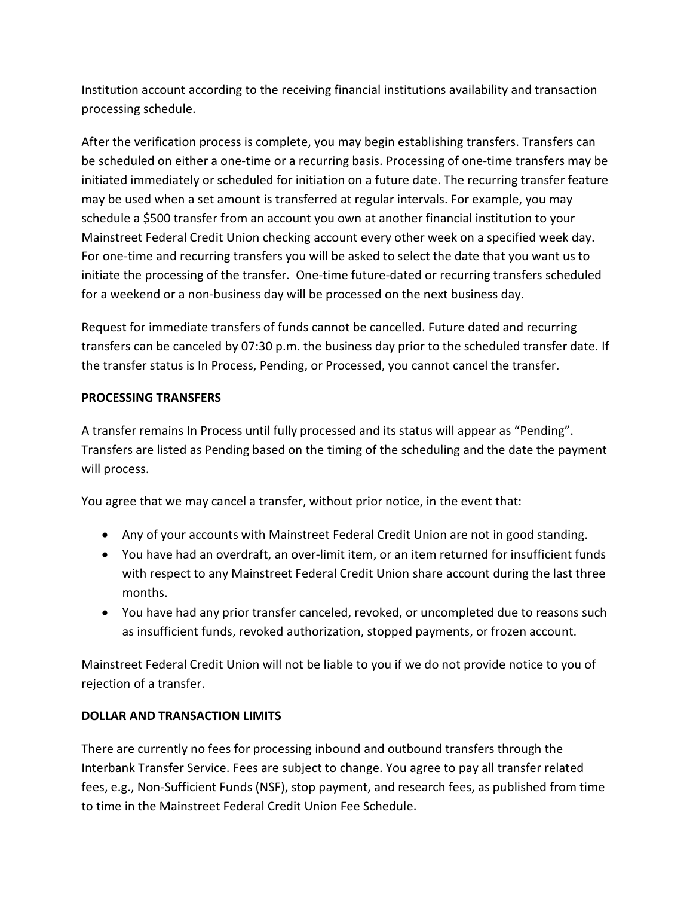Institution account according to the receiving financial institutions availability and transaction processing schedule.

After the verification process is complete, you may begin establishing transfers. Transfers can be scheduled on either a one-time or a recurring basis. Processing of one-time transfers may be initiated immediately or scheduled for initiation on a future date. The recurring transfer feature may be used when a set amount is transferred at regular intervals. For example, you may schedule a $500 transfer from an account you own at another financial institution to your Mainstreet Federal Credit Union checking account every other week on a specified week day. For one-time and recurring transfers you will be asked to select the date that you want us to initiate the processing of the transfer. One-time future-dated or recurring transfers scheduled for a weekend or a non-business day will be processed on the next business day.

Request for immediate transfers of funds cannot be cancelled. Future dated and recurring transfers can be canceled by 07:30 p.m. the business day prior to the scheduled transfer date. If the transfer status is In Process, Pending, or Processed, you cannot cancel the transfer.

**PROCESSING TRANSFERS**

A transfer remains In Process until fully processed and its status will appear as "Pending". Transfers are listed as Pending based on the timing of the scheduling and the date the payment will process.

You agree that we may cancel a transfer, without prior notice, in the event that:

- Any of your accounts with Mainstreet Federal Credit Union are not in good standing.
- You have had an overdraft, an over-limit item, or an item returned for insufficient funds with respect to any Mainstreet Federal Credit Union share account during the last three months.
- You have had any prior transfer canceled, revoked, or uncompleted due to reasons such as insufficient funds, revoked authorization, stopped payments, or frozen account.

Mainstreet Federal Credit Union will not be liable to you if we do not provide notice to you of rejection of a transfer.

**DOLLAR AND TRANSACTION LIMITS**

There are currently no fees for processing inbound and outbound transfers through the Interbank Transfer Service. Fees are subject to change. You agree to pay all transfer related fees, e.g., Non-Sufficient Funds (NSF), stop payment, and research fees, as published from time to time in the Mainstreet Federal Credit Union Fee Schedule.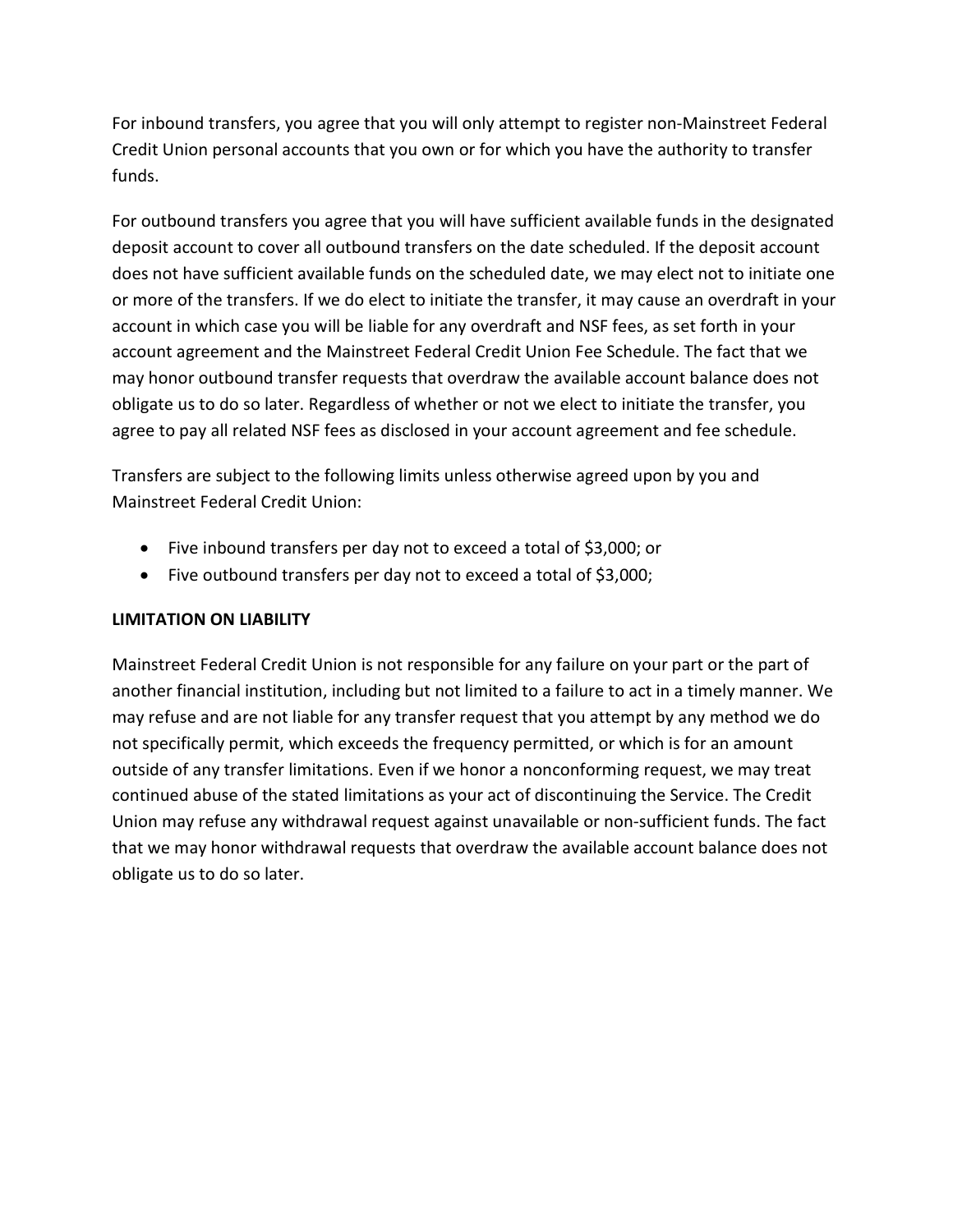For inbound transfers, you agree that you will only attempt to register non-Mainstreet Federal Credit Union personal accounts that you own or for which you have the authority to transfer funds.

For outbound transfers you agree that you will have sufficient available funds in the designated deposit account to cover all outbound transfers on the date scheduled. If the deposit account does not have sufficient available funds on the scheduled date, we may elect not to initiate one or more of the transfers. If we do elect to initiate the transfer, it may cause an overdraft in your account in which case you will be liable for any overdraft and NSF fees, as set forth in your account agreement and the Mainstreet Federal Credit Union Fee Schedule. The fact that we may honor outbound transfer requests that overdraw the available account balance does not obligate us to do so later. Regardless of whether or not we elect to initiate the transfer, you agree to pay all related NSF fees as disclosed in your account agreement and fee schedule.

Transfers are subject to the following limits unless otherwise agreed upon by you and Mainstreet Federal Credit Union:

- Five inbound transfers per day not to exceed a total of $3,000; or
- Five outbound transfers per day not to exceed a total of $3,000;

**LIMITATION ON LIABILITY**

Mainstreet Federal Credit Union is not responsible for any failure on your part or the part of another financial institution, including but not limited to a failure to act in a timely manner. We may refuse and are not liable for any transfer request that you attempt by any method we do not specifically permit, which exceeds the frequency permitted, or which is for an amount outside of any transfer limitations. Even if we honor a nonconforming request, we may treat continued abuse of the stated limitations as your act of discontinuing the Service. The Credit Union may refuse any withdrawal request against unavailable or non-sufficient funds. The fact that we may honor withdrawal requests that overdraw the available account balance does not obligate us to do so later.